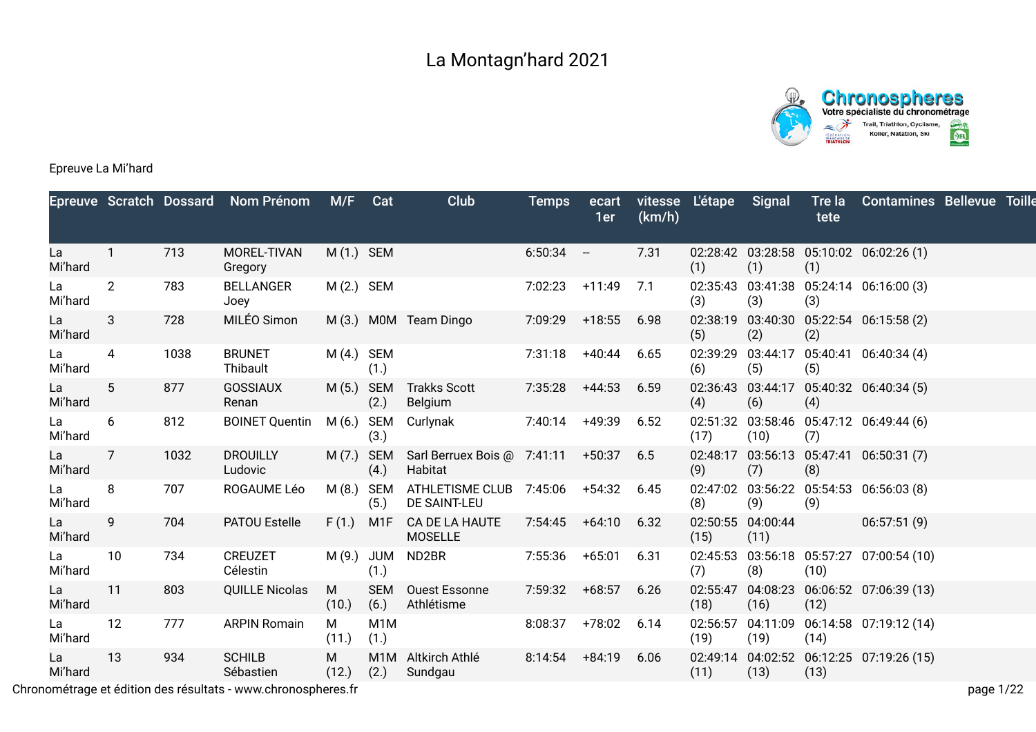# La Montagn'hard 2021

Epreuve La Mi'hard

| Epreuve | Scratch | Dossard | Nom Prénom | M/F | Cat | Club | Temps | ecart 1er | vitesse (km/h) | L'étape | Signal | Tre la tete | Contamines | Bellevue | Toille |
|---|---|---|---|---|---|---|---|---|---|---|---|---|---|---|---|
| La Mi'hard | 1 | 713 | MOREL-TIVAN Gregory | M (1.) | SEM | | 6:50:34 | -- | 7.31 | 02:28:42 (1) | 03:28:58 (1) | 05:10:02 (1) | 06:02:26 (1) | | |
| La Mi'hard | 2 | 783 | BELLANGER Joey | M (2.) | SEM | | 7:02:23 | +11:49 | 7.1 | 02:35:43 (3) | 03:41:38 (3) | 05:24:14 (3) | 06:16:00 (3) | | |
| La Mi'hard | 3 | 728 | MILÉO Simon | M (3.) | M0M | Team Dingo | 7:09:29 | +18:55 | 6.98 | 02:38:19 (5) | 03:40:30 (2) | 05:22:54 (2) | 06:15:58 (2) | | |
| La Mi'hard | 4 | 1038 | BRUNET Thibault | M (4.) | SEM (1.) | | 7:31:18 | +40:44 | 6.65 | 02:39:29 (6) | 03:44:17 (5) | 05:40:41 (5) | 06:40:34 (4) | | |
| La Mi'hard | 5 | 877 | GOSSIAUX Renan | M (5.) | SEM (2.) | Trakks Scott Belgium | 7:35:28 | +44:53 | 6.59 | 02:36:43 (4) | 03:44:17 (6) | 05:40:32 (4) | 06:40:34 (5) | | |
| La Mi'hard | 6 | 812 | BOINET Quentin | M (6.) | SEM (3.) | Curlynak | 7:40:14 | +49:39 | 6.52 | 02:51:32 (17) | 03:58:46 (10) | 05:47:12 (7) | 06:49:44 (6) | | |
| La Mi'hard | 7 | 1032 | DROUILLY Ludovic | M (7.) | SEM (4.) | Sarl Berruex Bois @ Habitat | 7:41:11 | +50:37 | 6.5 | 02:48:17 (9) | 03:56:13 (7) | 05:47:41 (8) | 06:50:31 (7) | | |
| La Mi'hard | 8 | 707 | ROGAUME Léo | M (8.) | SEM (5.) | ATHLETISME CLUB DE SAINT-LEU | 7:45:06 | +54:32 | 6.45 | 02:47:02 (8) | 03:56:22 (9) | 05:54:53 (9) | 06:56:03 (8) | | |
| La Mi'hard | 9 | 704 | PATOU Estelle | F (1.) | M1F | CA DE LA HAUTE MOSELLE | 7:54:45 | +64:10 | 6.32 | 02:50:55 (15) | 04:00:44 (11) | | 06:57:51 (9) | | |
| La Mi'hard | 10 | 734 | CREUZET Célestin | M (9.) | JUM (1.) | ND2BR | 7:55:36 | +65:01 | 6.31 | 02:45:53 (7) | 03:56:18 (8) | 05:57:27 (10) | 07:00:54 (10) | | |
| La Mi'hard | 11 | 803 | QUILLE Nicolas | M (10.) | SEM (6.) | Ouest Essonne Athlétisme | 7:59:32 | +68:57 | 6.26 | 02:55:47 (18) | 04:08:23 (16) | 06:06:52 (12) | 07:06:39 (13) | | |
| La Mi'hard | 12 | 777 | ARPIN Romain | M (11.) | M1M (1.) | | 8:08:37 | +78:02 | 6.14 | 02:56:57 (19) | 04:11:09 (19) | 06:14:58 (14) | 07:19:12 (14) | | |
| La Mi'hard | 13 | 934 | SCHILB Sébastien | M (12.) | M1M (2.) | Altkirch Athlé Sundgau | 8:14:54 | +84:19 | 6.06 | 02:49:14 (11) | 04:02:52 (13) | 06:12:25 (13) | 07:19:26 (15) | | |

Chronométrage et édition des résultats - www.chronospheres.fr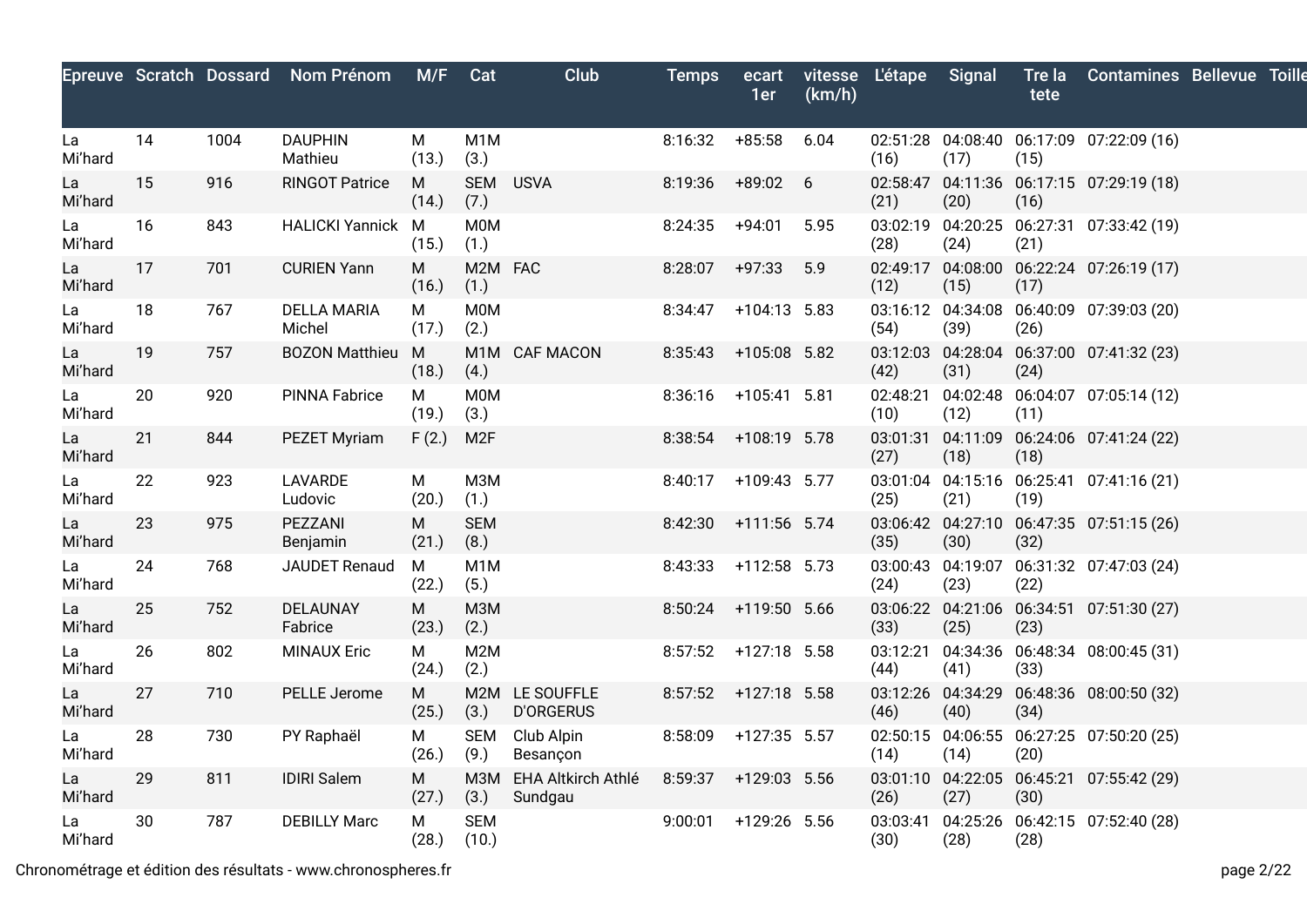| Epreuve | Scratch | Dossard | Nom Prénom | M/F | Cat | Club | Temps | ecart 1er | vitesse (km/h) | L'étape | Signal | Tre la tete | Contamines | Bellevue | Toille |
|---|---|---|---|---|---|---|---|---|---|---|---|---|---|---|---|
| La Mi'hard | 14 | 1004 | DAUPHIN Mathieu | M (13.) | M1M (3.) | | 8:16:32 | +85:58 | 6.04 | 02:51:28 (16) | 04:08:40 (17) | 06:17:09 (15) | 07:22:09 (16) | | |
| La Mi'hard | 15 | 916 | RINGOT Patrice | M (14.) | SEM (7.) | USVA | 8:19:36 | +89:02 | 6 | 02:58:47 (21) | 04:11:36 (20) | 06:17:15 (16) | 07:29:19 (18) | | |
| La Mi'hard | 16 | 843 | HALICKI Yannick | M (15.) | M0M (1.) | | 8:24:35 | +94:01 | 5.95 | 03:02:19 (28) | 04:20:25 (24) | 06:27:31 (21) | 07:33:42 (19) | | |
| La Mi'hard | 17 | 701 | CURIEN Yann | M (16.) | M2M (1.) | FAC | 8:28:07 | +97:33 | 5.9 | 02:49:17 (12) | 04:08:00 (15) | 06:22:24 (17) | 07:26:19 (17) | | |
| La Mi'hard | 18 | 767 | DELLA MARIA Michel | M (17.) | M0M (2.) | | 8:34:47 | +104:13 | 5.83 | 03:16:12 (54) | 04:34:08 (39) | 06:40:09 (26) | 07:39:03 (20) | | |
| La Mi'hard | 19 | 757 | BOZON Matthieu | M (18.) | M1M (4.) | CAF MACON | 8:35:43 | +105:08 | 5.82 | 03:12:03 (42) | 04:28:04 (31) | 06:37:00 (24) | 07:41:32 (23) | | |
| La Mi'hard | 20 | 920 | PINNA Fabrice | M (19.) | M0M (3.) | | 8:36:16 | +105:41 | 5.81 | 02:48:21 (10) | 04:02:48 (12) | 06:04:07 (11) | 07:05:14 (12) | | |
| La Mi'hard | 21 | 844 | PEZET Myriam | F (2.) | M2F | | 8:38:54 | +108:19 | 5.78 | 03:01:31 (27) | 04:11:09 (18) | 06:24:06 (18) | 07:41:24 (22) | | |
| La Mi'hard | 22 | 923 | LAVARDE Ludovic | M (20.) | M3M (1.) | | 8:40:17 | +109:43 | 5.77 | 03:01:04 (25) | 04:15:16 (21) | 06:25:41 (19) | 07:41:16 (21) | | |
| La Mi'hard | 23 | 975 | PEZZANI Benjamin | M (21.) | SEM (8.) | | 8:42:30 | +111:56 | 5.74 | 03:06:42 (35) | 04:27:10 (30) | 06:47:35 (32) | 07:51:15 (26) | | |
| La Mi'hard | 24 | 768 | JAUDET Renaud | M (22.) | M1M (5.) | | 8:43:33 | +112:58 | 5.73 | 03:00:43 (24) | 04:19:07 (23) | 06:31:32 (22) | 07:47:03 (24) | | |
| La Mi'hard | 25 | 752 | DELAUNAY Fabrice | M (23.) | M3M (2.) | | 8:50:24 | +119:50 | 5.66 | 03:06:22 (33) | 04:21:06 (25) | 06:34:51 (23) | 07:51:30 (27) | | |
| La Mi'hard | 26 | 802 | MINAUX Eric | M (24.) | M2M (2.) | | 8:57:52 | +127:18 | 5.58 | 03:12:21 (44) | 04:34:36 (41) | 06:48:34 (33) | 08:00:45 (31) | | |
| La Mi'hard | 27 | 710 | PELLE Jerome | M (25.) | M2M (3.) | LE SOUFFLE D'ORGERUS | 8:57:52 | +127:18 | 5.58 | 03:12:26 (46) | 04:34:29 (40) | 06:48:36 (34) | 08:00:50 (32) | | |
| La Mi'hard | 28 | 730 | PY Raphaël | M (26.) | SEM (9.) | Club Alpin Besançon | 8:58:09 | +127:35 | 5.57 | 02:50:15 (14) | 04:06:55 (14) | 06:27:25 (20) | 07:50:20 (25) | | |
| La Mi'hard | 29 | 811 | IDIRI Salem | M (27.) | M3M (3.) | EHA Altkirch Athlé Sundgau | 8:59:37 | +129:03 | 5.56 | 03:01:10 (26) | 04:22:05 (27) | 06:45:21 (30) | 07:55:42 (29) | | |
| La Mi'hard | 30 | 787 | DEBILLY Marc | M (28.) | SEM (10.) | | 9:00:01 | +129:26 | 5.56 | 03:03:41 (30) | 04:25:26 (28) | 06:42:15 (28) | 07:52:40 (28) | | |

Chronométrage et édition des résultats - www.chronospheres.fr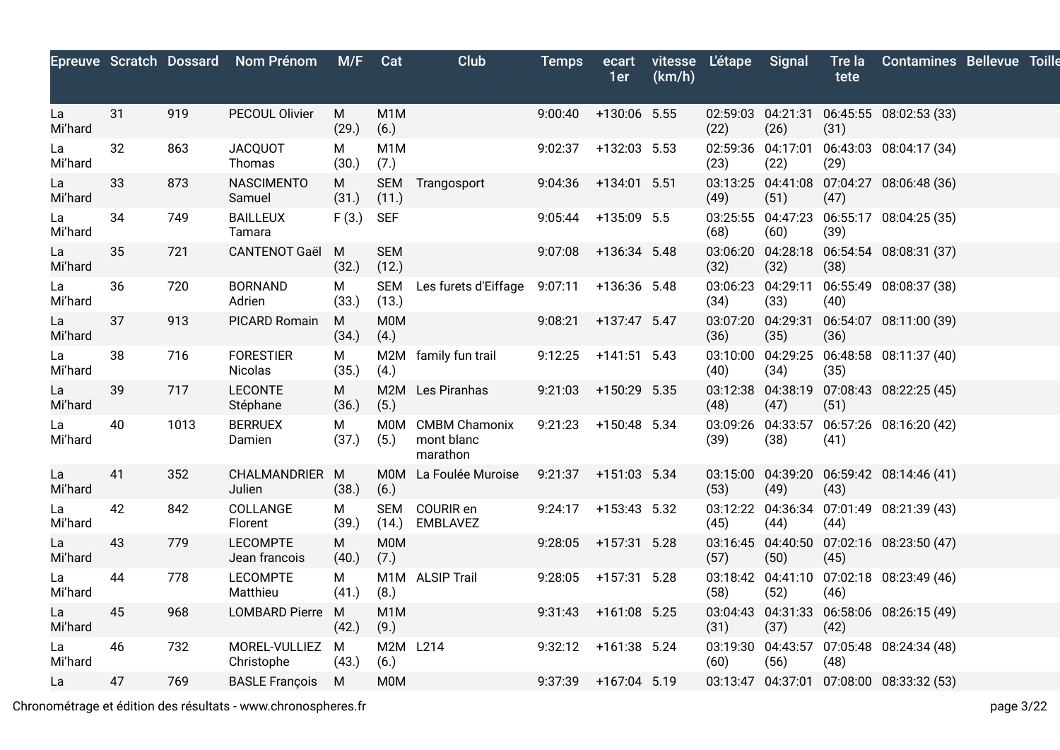| Epreuve | Scratch | Dossard | Nom Prénom | M/F | Cat | Club | Temps | ecart 1er | vitesse (km/h) | L'étape | Signal | Tre la tete | Contamines | Bellevue | Toille |
|---|---|---|---|---|---|---|---|---|---|---|---|---|---|---|---|
| La Mi'hard | 31 | 919 | PECOUL Olivier | M (29.) | M1M (6.) | | 9:00:40 | +130:06 | 5.55 | 02:59:03 (22) | 04:21:31 (26) | 06:45:55 (31) | 08:02:53 (33) | | |
| La Mi'hard | 32 | 863 | JACQUOT Thomas | M (30.) | M1M (7.) | | 9:02:37 | +132:03 | 5.53 | 02:59:36 (23) | 04:17:01 (22) | 06:43:03 (29) | 08:04:17 (34) | | |
| La Mi'hard | 33 | 873 | NASCIMENTO Samuel | M (31.) | SEM (11.) | Trangosport | 9:04:36 | +134:01 | 5.51 | 03:13:25 (49) | 04:41:08 (51) | 07:04:27 (47) | 08:06:48 (36) | | |
| La Mi'hard | 34 | 749 | BAILLEUX Tamara | F (3.) | SEF | | 9:05:44 | +135:09 | 5.5 | 03:25:55 (68) | 04:47:23 (60) | 06:55:17 (39) | 08:04:25 (35) | | |
| La Mi'hard | 35 | 721 | CANTENOT Gaël | M (32.) | SEM (12.) | | 9:07:08 | +136:34 | 5.48 | 03:06:20 (32) | 04:28:18 (32) | 06:54:54 (38) | 08:08:31 (37) | | |
| La Mi'hard | 36 | 720 | BORNAND Adrien | M (33.) | SEM (13.) | Les furets d'Eiffage | 9:07:11 | +136:36 | 5.48 | 03:06:23 (34) | 04:29:11 (33) | 06:55:49 (40) | 08:08:37 (38) | | |
| La Mi'hard | 37 | 913 | PICARD Romain | M (34.) | M0M (4.) | | 9:08:21 | +137:47 | 5.47 | 03:07:20 (36) | 04:29:31 (35) | 06:54:07 (36) | 08:11:00 (39) | | |
| La Mi'hard | 38 | 716 | FORESTIER Nicolas | M (35.) | M2M (4.) | family fun trail | 9:12:25 | +141:51 | 5.43 | 03:10:00 (40) | 04:29:25 (34) | 06:48:58 (35) | 08:11:37 (40) | | |
| La Mi'hard | 39 | 717 | LECONTE Stéphane | M (36.) | M2M (5.) | Les Piranhas | 9:21:03 | +150:29 | 5.35 | 03:12:38 (48) | 04:38:19 (47) | 07:08:43 (51) | 08:22:25 (45) | | |
| La Mi'hard | 40 | 1013 | BERRUEX Damien | M (37.) | M0M (5.) | CMBM Chamonix mont blanc marathon | 9:21:23 | +150:48 | 5.34 | 03:09:26 (39) | 04:33:57 (38) | 06:57:26 (41) | 08:16:20 (42) | | |
| La Mi'hard | 41 | 352 | CHALMANDRIER Julien | M (38.) | M0M (6.) | La Foulée Muroise | 9:21:37 | +151:03 | 5.34 | 03:15:00 (53) | 04:39:20 (49) | 06:59:42 (43) | 08:14:46 (41) | | |
| La Mi'hard | 42 | 842 | COLLANGE Florent | M (39.) | SEM (14.) | COURIR en EMBLAVEZ | 9:24:17 | +153:43 | 5.32 | 03:12:22 (45) | 04:36:34 (44) | 07:01:49 (44) | 08:21:39 (43) | | |
| La Mi'hard | 43 | 779 | LECOMPTE Jean francois | M (40.) | M0M (7.) | | 9:28:05 | +157:31 | 5.28 | 03:16:45 (57) | 04:40:50 (50) | 07:02:16 (45) | 08:23:50 (47) | | |
| La Mi'hard | 44 | 778 | LECOMPTE Matthieu | M (41.) | M1M (8.) | ALSIP Trail | 9:28:05 | +157:31 | 5.28 | 03:18:42 (58) | 04:41:10 (52) | 07:02:18 (46) | 08:23:49 (46) | | |
| La Mi'hard | 45 | 968 | LOMBARD Pierre | M (42.) | M1M (9.) | | 9:31:43 | +161:08 | 5.25 | 03:04:43 (31) | 04:31:33 (37) | 06:58:06 (42) | 08:26:15 (49) | | |
| La Mi'hard | 46 | 732 | MOREL-VULLIEZ Christophe | M (43.) | M2M (6.) | L214 | 9:32:12 | +161:38 | 5.24 | 03:19:30 (60) | 04:43:57 (56) | 07:05:48 (48) | 08:24:34 (48) | | |
| La | 47 | 769 | BASLE François | M | M0M | | 9:37:39 | +167:04 | 5.19 | 03:13:47 | 04:37:01 | 07:08:00 | 08:33:32 (53) | | |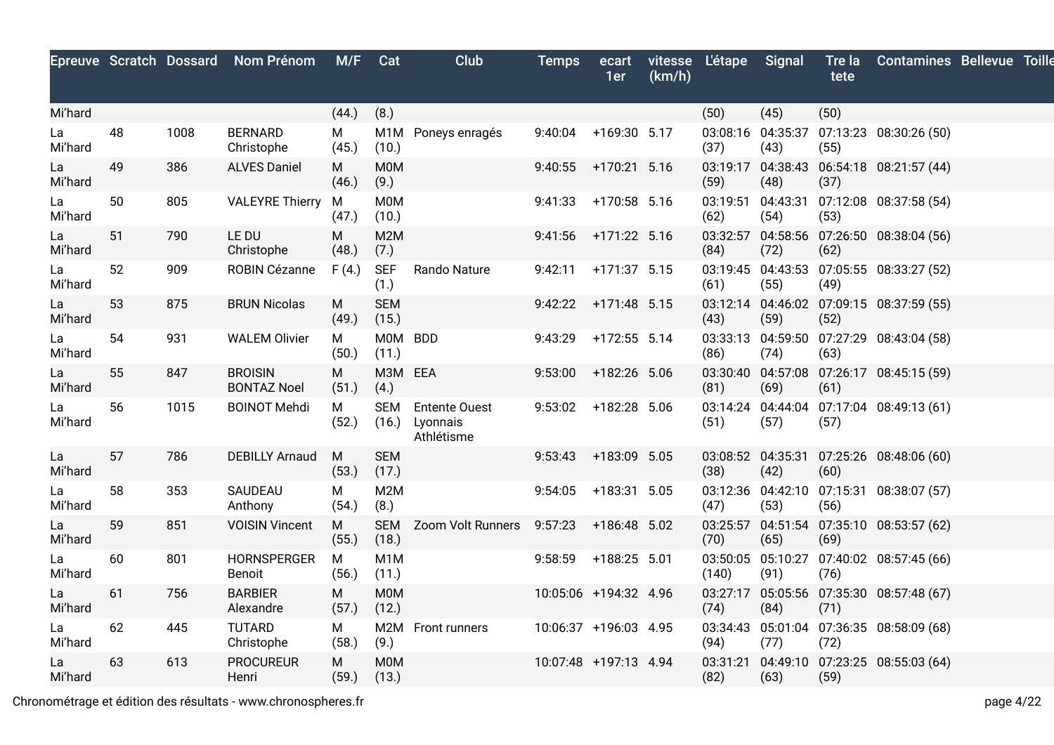| Epreuve | Scratch | Dossard | Nom Prénom | M/F | Cat | Club | Temps | ecart 1er | vitesse (km/h) | L'étape | Signal | Tre la tete | Contamines | Bellevue | Toille |
|---|---|---|---|---|---|---|---|---|---|---|---|---|---|---|---|
| Mi'hard | | | | (44.) | (8.) | | | | | (50) | (45) | (50) | | | |
| La Mi'hard | 48 | 1008 | BERNARD Christophe | M (45.) | M1M (10.) | Poneys enragés | 9:40:04 | +169:30 | 5.17 | 03:08:16 (37) | 04:35:37 (43) | 07:13:23 (55) | 08:30:26 (50) | | |
| La Mi'hard | 49 | 386 | ALVES Daniel | M (46.) | M0M (9.) | | 9:40:55 | +170:21 | 5.16 | 03:19:17 (59) | 04:38:43 (48) | 06:54:18 (37) | 08:21:57 (44) | | |
| La Mi'hard | 50 | 805 | VALEYRE Thierry | M (47.) | M0M (10.) | | 9:41:33 | +170:58 | 5.16 | 03:19:51 (62) | 04:43:31 (54) | 07:12:08 (53) | 08:37:58 (54) | | |
| La Mi'hard | 51 | 790 | LE DU Christophe | M (48.) | M2M (7.) | | 9:41:56 | +171:22 | 5.16 | 03:32:57 (84) | 04:58:56 (72) | 07:26:50 (62) | 08:38:04 (56) | | |
| La Mi'hard | 52 | 909 | ROBIN Cézanne | F (4.) | SEF (1.) | Rando Nature | 9:42:11 | +171:37 | 5.15 | 03:19:45 (61) | 04:43:53 (55) | 07:05:55 (49) | 08:33:27 (52) | | |
| La Mi'hard | 53 | 875 | BRUN Nicolas | M (49.) | SEM (15.) | | 9:42:22 | +171:48 | 5.15 | 03:12:14 (43) | 04:46:02 (59) | 07:09:15 (52) | 08:37:59 (55) | | |
| La Mi'hard | 54 | 931 | WALEM Olivier | M (50.) | M0M (11.) | BDD | 9:43:29 | +172:55 | 5.14 | 03:33:13 (86) | 04:59:50 (74) | 07:27:29 (63) | 08:43:04 (58) | | |
| La Mi'hard | 55 | 847 | BROISIN BONTAZ Noel | M (51.) | M3M (4.) | EEA | 9:53:00 | +182:26 | 5.06 | 03:30:40 (81) | 04:57:08 (69) | 07:26:17 (61) | 08:45:15 (59) | | |
| La Mi'hard | 56 | 1015 | BOINOT Mehdi | M (52.) | SEM (16.) | Entente Ouest Lyonnais Athlétisme | 9:53:02 | +182:28 | 5.06 | 03:14:24 (51) | 04:44:04 (57) | 07:17:04 (57) | 08:49:13 (61) | | |
| La Mi'hard | 57 | 786 | DEBILLY Arnaud | M (53.) | SEM (17.) | | 9:53:43 | +183:09 | 5.05 | 03:08:52 (38) | 04:35:31 (42) | 07:25:26 (60) | 08:48:06 (60) | | |
| La Mi'hard | 58 | 353 | SAUDEAU Anthony | M (54.) | M2M (8.) | | 9:54:05 | +183:31 | 5.05 | 03:12:36 (47) | 04:42:10 (53) | 07:15:31 (56) | 08:38:07 (57) | | |
| La Mi'hard | 59 | 851 | VOISIN Vincent | M (55.) | SEM (18.) | Zoom Volt Runners | 9:57:23 | +186:48 | 5.02 | 03:25:57 (70) | 04:51:54 (65) | 07:35:10 (69) | 08:53:57 (62) | | |
| La Mi'hard | 60 | 801 | HORNSPERGER Benoit | M (56.) | M1M (11.) | | 9:58:59 | +188:25 | 5.01 | 03:50:05 (140) | 05:10:27 (91) | 07:40:02 (76) | 08:57:45 (66) | | |
| La Mi'hard | 61 | 756 | BARBIER Alexandre | M (57.) | M0M (12.) | | 10:05:06 | +194:32 | 4.96 | 03:27:17 (74) | 05:05:56 (84) | 07:35:30 (71) | 08:57:48 (67) | | |
| La Mi'hard | 62 | 445 | TUTARD Christophe | M (58.) | M2M (9.) | Front runners | 10:06:37 | +196:03 | 4.95 | 03:34:43 (94) | 05:01:04 (77) | 07:36:35 (72) | 08:58:09 (68) | | |
| La Mi'hard | 63 | 613 | PROCUREUR Henri | M (59.) | M0M (13.) | | 10:07:48 | +197:13 | 4.94 | 03:31:21 (82) | 04:49:10 (63) | 07:23:25 (59) | 08:55:03 (64) | | |

Chronométrage et édition des résultats - www.chronospheres.fr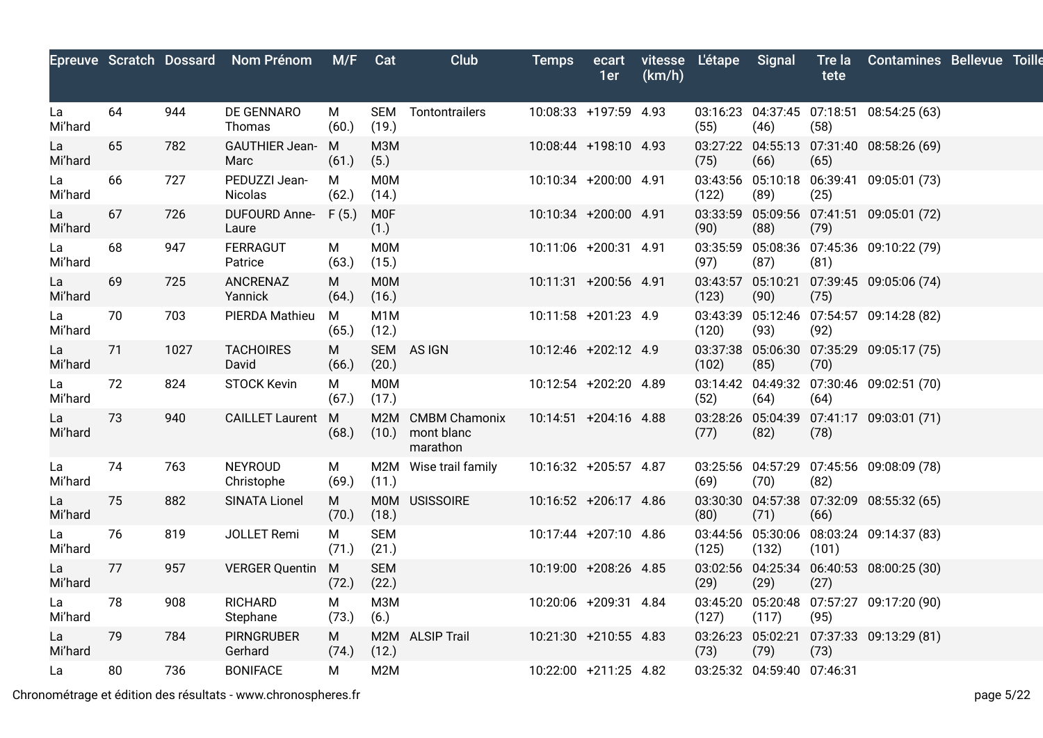| Epreuve | Scratch | Dossard | Nom Prénom | M/F | Cat | Club | Temps | ecart 1er | vitesse (km/h) | L'étape | Signal | Tre la tete | Contamines | Bellevue | Toille |
|---|---|---|---|---|---|---|---|---|---|---|---|---|---|---|---|
| La Mi'hard | 64 | 944 | DE GENNARO Thomas | M (60.) | SEM (19.) | Tontontrailers | 10:08:33 | +197:59 | 4.93 | 03:16:23 (55) | 04:37:45 (46) | 07:18:51 (58) | 08:54:25 (63) | | |
| La Mi'hard | 65 | 782 | GAUTHIER Jean-Marc | M (61.) | M3M (5.) | | 10:08:44 | +198:10 | 4.93 | 03:27:22 (75) | 04:55:13 (66) | 07:31:40 (65) | 08:58:26 (69) | | |
| La Mi'hard | 66 | 727 | PEDUZZI Jean-Nicolas | M (62.) | M0M (14.) | | 10:10:34 | +200:00 | 4.91 | 03:43:56 (122) | 05:10:18 (89) | 06:39:41 (25) | 09:05:01 (73) | | |
| La Mi'hard | 67 | 726 | DUFOURD Anne-Laure | F (5.) | M0F (1.) | | 10:10:34 | +200:00 | 4.91 | 03:33:59 (90) | 05:09:56 (88) | 07:41:51 (79) | 09:05:01 (72) | | |
| La Mi'hard | 68 | 947 | FERRAGUT Patrice | M (63.) | M0M (15.) | | 10:11:06 | +200:31 | 4.91 | 03:35:59 (97) | 05:08:36 (87) | 07:45:36 (81) | 09:10:22 (79) | | |
| La Mi'hard | 69 | 725 | ANCRENAZ Yannick | M (64.) | M0M (16.) | | 10:11:31 | +200:56 | 4.91 | 03:43:57 (123) | 05:10:21 (90) | 07:39:45 (75) | 09:05:06 (74) | | |
| La Mi'hard | 70 | 703 | PIERDA Mathieu | M (65.) | M1M (12.) | | 10:11:58 | +201:23 | 4.9 | 03:43:39 (120) | 05:12:46 (93) | 07:54:57 (92) | 09:14:28 (82) | | |
| La Mi'hard | 71 | 1027 | TACHOIRES David | M (66.) | SEM (20.) | AS IGN | 10:12:46 | +202:12 | 4.9 | 03:37:38 (102) | 05:06:30 (85) | 07:35:29 (70) | 09:05:17 (75) | | |
| La Mi'hard | 72 | 824 | STOCK Kevin | M (67.) | M0M (17.) | | 10:12:54 | +202:20 | 4.89 | 03:14:42 (52) | 04:49:32 (64) | 07:30:46 (64) | 09:02:51 (70) | | |
| La Mi'hard | 73 | 940 | CAILLET Laurent | M (68.) | M2M (10.) | CMBM Chamonix mont blanc marathon | 10:14:51 | +204:16 | 4.88 | 03:28:26 (77) | 05:04:39 (82) | 07:41:17 (78) | 09:03:01 (71) | | |
| La Mi'hard | 74 | 763 | NEYROUD Christophe | M (69.) | M2M (11.) | Wise trail family | 10:16:32 | +205:57 | 4.87 | 03:25:56 (69) | 04:57:29 (70) | 07:45:56 (82) | 09:08:09 (78) | | |
| La Mi'hard | 75 | 882 | SINATA Lionel | M (70.) | M0M (18.) | USISSOIRE | 10:16:52 | +206:17 | 4.86 | 03:30:30 (80) | 04:57:38 (71) | 07:32:09 (66) | 08:55:32 (65) | | |
| La Mi'hard | 76 | 819 | JOLLET Remi | M (71.) | SEM (21.) | | 10:17:44 | +207:10 | 4.86 | 03:44:56 (125) | 05:30:06 (132) | 08:03:24 (101) | 09:14:37 (83) | | |
| La Mi'hard | 77 | 957 | VERGER Quentin | M (72.) | SEM (22.) | | 10:19:00 | +208:26 | 4.85 | 03:02:56 (29) | 04:25:34 (29) | 06:40:53 (27) | 08:00:25 (30) | | |
| La Mi'hard | 78 | 908 | RICHARD Stephane | M (73.) | M3M (6.) | | 10:20:06 | +209:31 | 4.84 | 03:45:20 (127) | 05:20:48 (117) | 07:57:27 (95) | 09:17:20 (90) | | |
| La Mi'hard | 79 | 784 | PIRNGRUBER Gerhard | M (74.) | M2M (12.) | ALSIP Trail | 10:21:30 | +210:55 | 4.83 | 03:26:23 (73) | 05:02:21 (79) | 07:37:33 (73) | 09:13:29 (81) | | |
| La | 80 | 736 | BONIFACE | M | M2M | | 10:22:00 | +211:25 | 4.82 | 03:25:32 | 04:59:40 | 07:46:31 | | | |

Chronométrage et édition des résultats - www.chronospheres.fr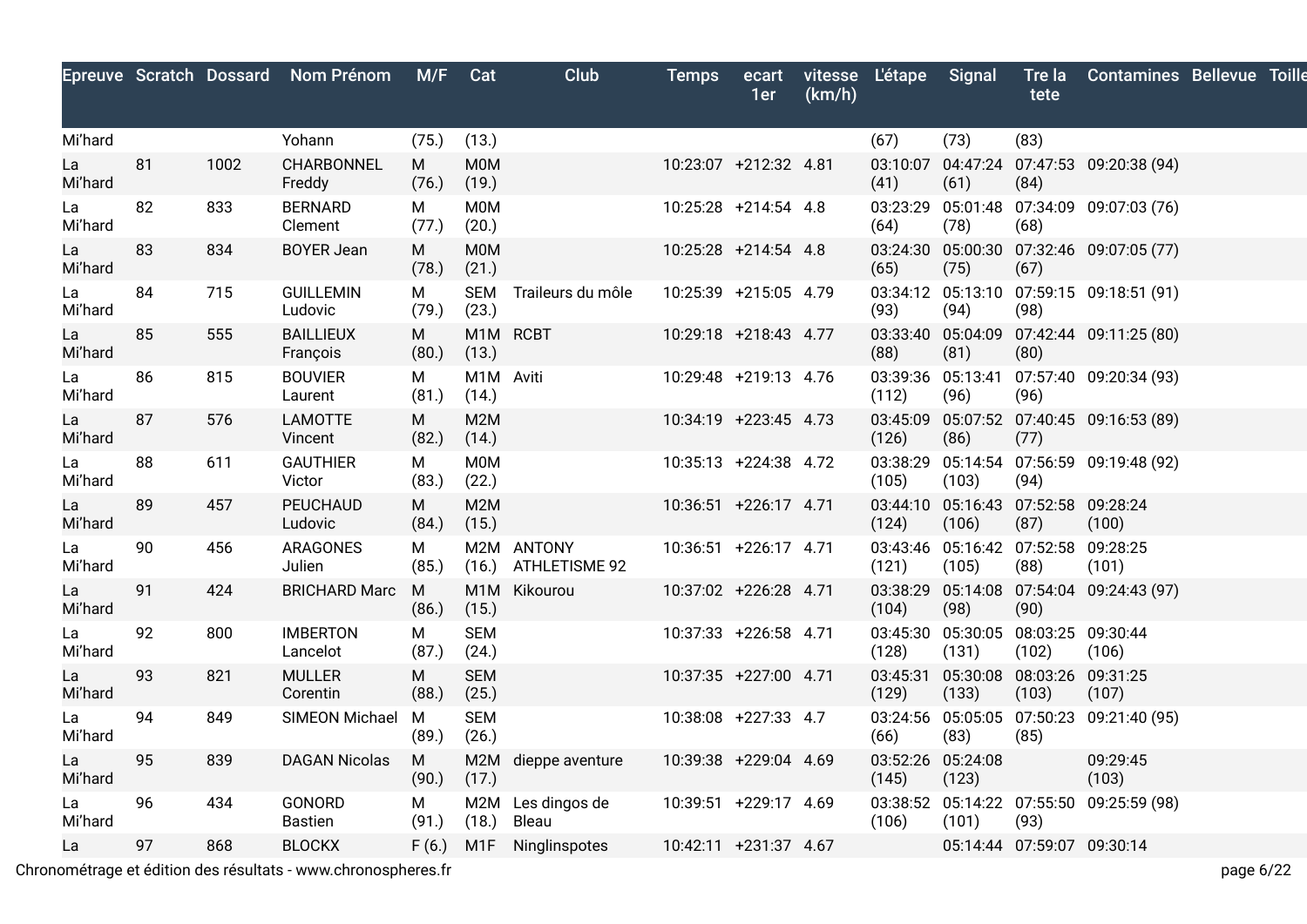| Epreuve | Scratch | Dossard | Nom Prénom | M/F | Cat | Club | Temps | ecart 1er | vitesse (km/h) | L'étape | Signal | Tre la tete | Contamines | Bellevue | Toille |
|---|---|---|---|---|---|---|---|---|---|---|---|---|---|---|---|
| Mi'hard | | | Yohann | (75.) | (13.) | | | | | (67) | (73) | (83) | | | |
| La Mi'hard | 81 | 1002 | CHARBONNEL Freddy | M (76.) | M0M (19.) | | 10:23:07 | +212:32 | 4.81 | 03:10:07 (41) | 04:47:24 (61) | 07:47:53 (84) | 09:20:38 (94) | | |
| La Mi'hard | 82 | 833 | BERNARD Clement | M (77.) | M0M (20.) | | 10:25:28 | +214:54 | 4.8 | 03:23:29 (64) | 05:01:48 (78) | 07:34:09 (68) | 09:07:03 (76) | | |
| La Mi'hard | 83 | 834 | BOYER Jean | M (78.) | M0M (21.) | | 10:25:28 | +214:54 | 4.8 | 03:24:30 (65) | 05:00:30 (75) | 07:32:46 (67) | 09:07:05 (77) | | |
| La Mi'hard | 84 | 715 | GUILLEMIN Ludovic | M (79.) | SEM (23.) | Traileurs du môle | 10:25:39 | +215:05 | 4.79 | 03:34:12 (93) | 05:13:10 (94) | 07:59:15 (98) | 09:18:51 (91) | | |
| La Mi'hard | 85 | 555 | BAILLIEUX François | M (80.) | M1M (13.) | RCBT | 10:29:18 | +218:43 | 4.77 | 03:33:40 (88) | 05:04:09 (81) | 07:42:44 (80) | 09:11:25 (80) | | |
| La Mi'hard | 86 | 815 | BOUVIER Laurent | M (81.) | M1M (14.) | Aviti | 10:29:48 | +219:13 | 4.76 | 03:39:36 (112) | 05:13:41 (96) | 07:57:40 (96) | 09:20:34 (93) | | |
| La Mi'hard | 87 | 576 | LAMOTTE Vincent | M (82.) | M2M (14.) | | 10:34:19 | +223:45 | 4.73 | 03:45:09 (126) | 05:07:52 (86) | 07:40:45 (77) | 09:16:53 (89) | | |
| La Mi'hard | 88 | 611 | GAUTHIER Victor | M (83.) | M0M (22.) | | 10:35:13 | +224:38 | 4.72 | 03:38:29 (105) | 05:14:54 (103) | 07:56:59 (94) | 09:19:48 (92) | | |
| La Mi'hard | 89 | 457 | PEUCHAUD Ludovic | M (84.) | M2M (15.) | | 10:36:51 | +226:17 | 4.71 | 03:44:10 (124) | 05:16:43 (106) | 07:52:58 (87) | 09:28:24 (100) | | |
| La Mi'hard | 90 | 456 | ARAGONES Julien | M (85.) | M2M (16.) | ANTONY ATHLETISME 92 | 10:36:51 | +226:17 | 4.71 | 03:43:46 (121) | 05:16:42 (105) | 07:52:58 (88) | 09:28:25 (101) | | |
| La Mi'hard | 91 | 424 | BRICHARD Marc | M (86.) | M1M (15.) | Kikourou | 10:37:02 | +226:28 | 4.71 | 03:38:29 (104) | 05:14:08 (98) | 07:54:04 (90) | 09:24:43 (97) | | |
| La Mi'hard | 92 | 800 | IMBERTON Lancelot | M (87.) | SEM (24.) | | 10:37:33 | +226:58 | 4.71 | 03:45:30 (128) | 05:30:05 (131) | 08:03:25 (102) | 09:30:44 (106) | | |
| La Mi'hard | 93 | 821 | MULLER Corentin | M (88.) | SEM (25.) | | 10:37:35 | +227:00 | 4.71 | 03:45:31 (129) | 05:30:08 (133) | 08:03:26 (103) | 09:31:25 (107) | | |
| La Mi'hard | 94 | 849 | SIMEON Michael | M (89.) | SEM (26.) | | 10:38:08 | +227:33 | 4.7 | 03:24:56 (66) | 05:05:05 (83) | 07:50:23 (85) | 09:21:40 (95) | | |
| La Mi'hard | 95 | 839 | DAGAN Nicolas | M (90.) | M2M (17.) | dieppe aventure | 10:39:38 | +229:04 | 4.69 | 03:52:26 (145) | 05:24:08 (123) | | 09:29:45 (103) | | |
| La Mi'hard | 96 | 434 | GONORD Bastien | M (91.) | M2M (18.) | Les dingos de Bleau | 10:39:51 | +229:17 | 4.69 | 03:38:52 (106) | 05:14:22 (101) | 07:55:50 (93) | 09:25:59 (98) | | |
| La | 97 | 868 | BLOCKX | F (6.) | M1F | Ninglinspotes | 10:42:11 | +231:37 | 4.67 | | 05:14:44 | 07:59:07 | 09:30:14 | | |

Chronométrage et édition des résultats - www.chronospheres.fr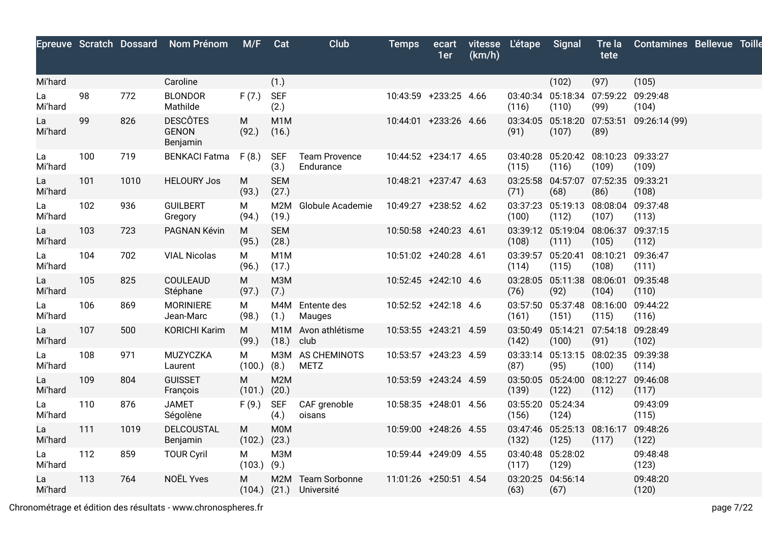| Epreuve | Scratch | Dossard | Nom Prénom | M/F | Cat | Club | Temps | ecart 1er | vitesse (km/h) | L'étape | Signal | Tre la tete | Contamines | Bellevue | Toille |
|---|---|---|---|---|---|---|---|---|---|---|---|---|---|---|---|
| Mi'hard | | | Caroline | | (1.) | | | | | | (102) | (97) | (105) | | |
| La Mi'hard | 98 | 772 | BLONDOR Mathilde | F (7.) | SEF (2.) | | 10:43:59 | +233:25 | 4.66 | 03:40:34 (116) | 05:18:34 (110) | 07:59:22 (99) | 09:29:48 (104) | | |
| La Mi'hard | 99 | 826 | DESCÔTES GENON Benjamin | M (92.) | M1M (16.) | | 10:44:01 | +233:26 | 4.66 | 03:34:05 (91) | 05:18:20 (107) | 07:53:51 (89) | 09:26:14 (99) | | |
| La Mi'hard | 100 | 719 | BENKACI Fatma | F (8.) | SEF (3.) | Team Provence Endurance | 10:44:52 | +234:17 | 4.65 | 03:40:28 (115) | 05:20:42 (116) | 08:10:23 (109) | 09:33:27 (109) | | |
| La Mi'hard | 101 | 1010 | HELOURY Jos | M (93.) | SEM (27.) | | 10:48:21 | +237:47 | 4.63 | 03:25:58 (71) | 04:57:07 (68) | 07:52:35 (86) | 09:33:21 (108) | | |
| La Mi'hard | 102 | 936 | GUILBERT Gregory | M (94.) | M2M (19.) | Globule Academie | 10:49:27 | +238:52 | 4.62 | 03:37:23 (100) | 05:19:13 (112) | 08:08:04 (107) | 09:37:48 (113) | | |
| La Mi'hard | 103 | 723 | PAGNAN Kévin | M (95.) | SEM (28.) | | 10:50:58 | +240:23 | 4.61 | 03:39:12 (108) | 05:19:04 (111) | 08:06:37 (105) | 09:37:15 (112) | | |
| La Mi'hard | 104 | 702 | VIAL Nicolas | M (96.) | M1M (17.) | | 10:51:02 | +240:28 | 4.61 | 03:39:57 (114) | 05:20:41 (115) | 08:10:21 (108) | 09:36:47 (111) | | |
| La Mi'hard | 105 | 825 | COULEAUD Stéphane | M (97.) | M3M (7.) | | 10:52:45 | +242:10 | 4.6 | 03:28:05 (76) | 05:11:38 (92) | 08:06:01 (104) | 09:35:48 (110) | | |
| La Mi'hard | 106 | 869 | MORINIERE Jean-Marc | M (98.) | M4M (1.) | Entente des Mauges | 10:52:52 | +242:18 | 4.6 | 03:57:50 (161) | 05:37:48 (151) | 08:16:00 (115) | 09:44:22 (116) | | |
| La Mi'hard | 107 | 500 | KORICHI Karim | M (99.) | M1M (18.) | Avon athlétisme club | 10:53:55 | +243:21 | 4.59 | 03:50:49 (142) | 05:14:21 (100) | 07:54:18 (91) | 09:28:49 (102) | | |
| La Mi'hard | 108 | 971 | MUZYCZKA Laurent | M (100.) | M3M (8.) | AS CHEMINOTS METZ | 10:53:57 | +243:23 | 4.59 | 03:33:14 (87) | 05:13:15 (95) | 08:02:35 (100) | 09:39:38 (114) | | |
| La Mi'hard | 109 | 804 | GUISSET François | M (101.) | M2M (20.) | | 10:53:59 | +243:24 | 4.59 | 03:50:05 (139) | 05:24:00 (122) | 08:12:27 (112) | 09:46:08 (117) | | |
| La Mi'hard | 110 | 876 | JAMET Ségolène | F (9.) | SEF (4.) | CAF grenoble oisans | 10:58:35 | +248:01 | 4.56 | 03:55:20 (156) | 05:24:34 (124) | | 09:43:09 (115) | | |
| La Mi'hard | 111 | 1019 | DELCOUSTAL Benjamin | M (102.) | M0M (23.) | | 10:59:00 | +248:26 | 4.55 | 03:47:46 (132) | 05:25:13 (125) | 08:16:17 (117) | 09:48:26 (122) | | |
| La Mi'hard | 112 | 859 | TOUR Cyril | M (103.) | M3M (9.) | | 10:59:44 | +249:09 | 4.55 | 03:40:48 (117) | 05:28:02 (129) | | 09:48:48 (123) | | |
| La Mi'hard | 113 | 764 | NOËL Yves | M (104.) | M2M (21.) | Team Sorbonne Université | 11:01:26 | +250:51 | 4.54 | 03:20:25 (63) | 04:56:14 (67) | | 09:48:20 (120) | | |

Chronométrage et édition des résultats - www.chronospheres.fr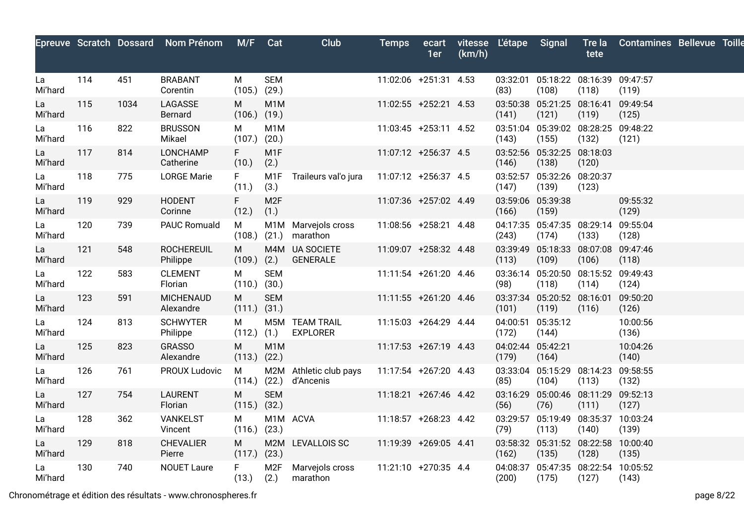| Epreuve | Scratch | Dossard | Nom Prénom | M/F | Cat | Club | Temps | ecart 1er | vitesse (km/h) | L'étape | Signal | Tre la tete | Contamines | Bellevue | Toille |
|---|---|---|---|---|---|---|---|---|---|---|---|---|---|---|---|
| La Mi'hard | 114 | 451 | BRABANT Corentin | M (105.) | SEM (29.) | | 11:02:06 | +251:31 | 4.53 | 03:32:01 (83) | 05:18:22 (108) | 08:16:39 (118) | 09:47:57 (119) | | |
| La Mi'hard | 115 | 1034 | LAGASSE Bernard | M (106.) | M1M (19.) | | 11:02:55 | +252:21 | 4.53 | 03:50:38 (141) | 05:21:25 (121) | 08:16:41 (119) | 09:49:54 (125) | | |
| La Mi'hard | 116 | 822 | BRUSSON Mikael | M (107.) | M1M (20.) | | 11:03:45 | +253:11 | 4.52 | 03:51:04 (143) | 05:39:02 (155) | 08:28:25 (132) | 09:48:22 (121) | | |
| La Mi'hard | 117 | 814 | LONCHAMP Catherine | F (10.) | M1F (2.) | | 11:07:12 | +256:37 | 4.5 | 03:52:56 (146) | 05:32:25 (138) | 08:18:03 (120) | | | |
| La Mi'hard | 118 | 775 | LORGE Marie | F (11.) | M1F (3.) | Traileurs val'o jura | 11:07:12 | +256:37 | 4.5 | 03:52:57 (147) | 05:32:26 (139) | 08:20:37 (123) | | | |
| La Mi'hard | 119 | 929 | HODENT Corinne | F (12.) | M2F (1.) | | 11:07:36 | +257:02 | 4.49 | 03:59:06 (166) | 05:39:38 (159) | | 09:55:32 (129) | | |
| La Mi'hard | 120 | 739 | PAUC Romuald | M (108.) | M1M (21.) | Marvejols cross marathon | 11:08:56 | +258:21 | 4.48 | 04:17:35 (243) | 05:47:35 (174) | 08:29:14 (133) | 09:55:04 (128) | | |
| La Mi'hard | 121 | 548 | ROCHEREUIL Philippe | M (109.) | M4M (2.) | UA SOCIETE GENERALE | 11:09:07 | +258:32 | 4.48 | 03:39:49 (113) | 05:18:33 (109) | 08:07:08 (106) | 09:47:46 (118) | | |
| La Mi'hard | 122 | 583 | CLEMENT Florian | M (110.) | SEM (30.) | | 11:11:54 | +261:20 | 4.46 | 03:36:14 (98) | 05:20:50 (118) | 08:15:52 (114) | 09:49:43 (124) | | |
| La Mi'hard | 123 | 591 | MICHENAUD Alexandre | M (111.) | SEM (31.) | | 11:11:55 | +261:20 | 4.46 | 03:37:34 (101) | 05:20:52 (119) | 08:16:01 (116) | 09:50:20 (126) | | |
| La Mi'hard | 124 | 813 | SCHWYTER Philippe | M (112.) | M5M (1.) | TEAM TRAIL EXPLORER | 11:15:03 | +264:29 | 4.44 | 04:00:51 (172) | 05:35:12 (144) | | 10:00:56 (136) | | |
| La Mi'hard | 125 | 823 | GRASSO Alexandre | M (113.) | M1M (22.) | | 11:17:53 | +267:19 | 4.43 | 04:02:44 (179) | 05:42:21 (164) | | 10:04:26 (140) | | |
| La Mi'hard | 126 | 761 | PROUX Ludovic | M (114.) | M2M (22.) | Athletic club pays d'Ancenis | 11:17:54 | +267:20 | 4.43 | 03:33:04 (85) | 05:15:29 (104) | 08:14:23 (113) | 09:58:55 (132) | | |
| La Mi'hard | 127 | 754 | LAURENT Florian | M (115.) | SEM (32.) | | 11:18:21 | +267:46 | 4.42 | 03:16:29 (56) | 05:00:46 (76) | 08:11:29 (111) | 09:52:13 (127) | | |
| La Mi'hard | 128 | 362 | VANKELST Vincent | M (116.) | M1M (23.) | ACVA | 11:18:57 | +268:23 | 4.42 | 03:29:57 (79) | 05:19:49 (113) | 08:35:37 (140) | 10:03:24 (139) | | |
| La Mi'hard | 129 | 818 | CHEVALIER Pierre | M (117.) | M2M (23.) | LEVALLOIS SC | 11:19:39 | +269:05 | 4.41 | 03:58:32 (162) | 05:31:52 (135) | 08:22:58 (128) | 10:00:40 (135) | | |
| La Mi'hard | 130 | 740 | NOUET Laure | F (13.) | M2F (2.) | Marvejols cross marathon | 11:21:10 | +270:35 | 4.4 | 04:08:37 (200) | 05:47:35 (175) | 08:22:54 (127) | 10:05:52 (143) | | |

Chronométrage et édition des résultats - www.chronospheres.fr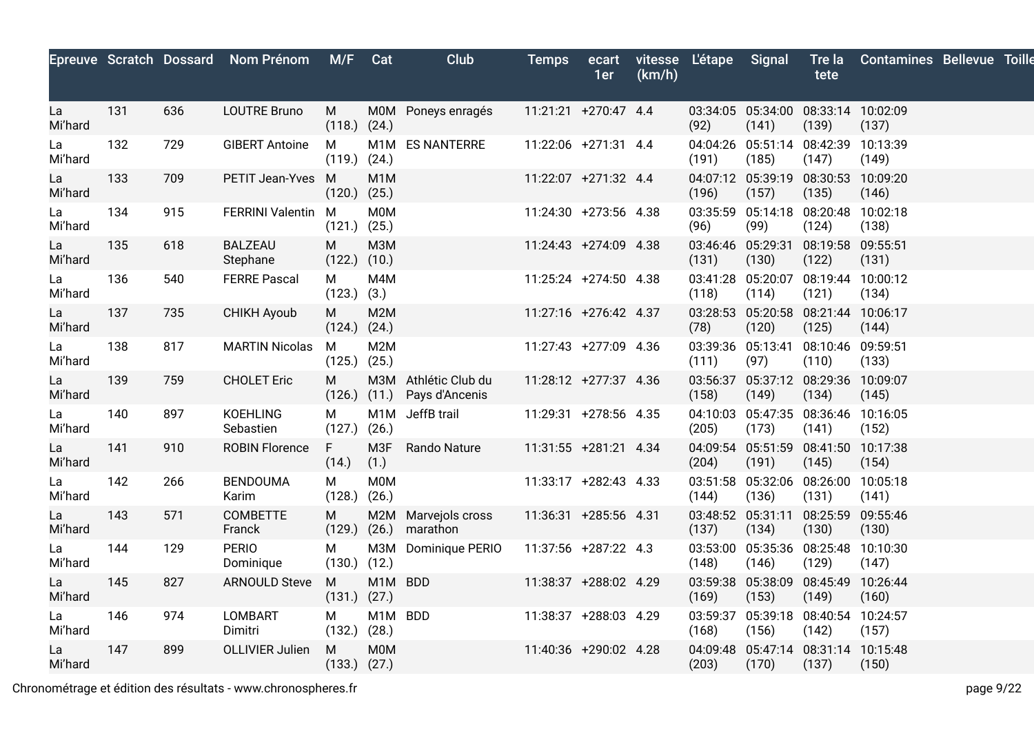| Epreuve | Scratch | Dossard | Nom Prénom | M/F | Cat | Club | Temps | ecart 1er | vitesse (km/h) | L'étape | Signal | Tre la tete | Contamines | Bellevue | Toille |
|---|---|---|---|---|---|---|---|---|---|---|---|---|---|---|---|
| La Mi'hard | 131 | 636 | LOUTRE Bruno | M (118.) | M0M (24.) | Poneys enragés | 11:21:21 | +270:47 | 4.4 | 03:34:05 (92) | 05:34:00 (141) | 08:33:14 (139) | 10:02:09 (137) | | |
| La Mi'hard | 132 | 729 | GIBERT Antoine | M (119.) | M1M (24.) | ES NANTERRE | 11:22:06 | +271:31 | 4.4 | 04:04:26 (191) | 05:51:14 (185) | 08:42:39 (147) | 10:13:39 (149) | | |
| La Mi'hard | 133 | 709 | PETIT Jean-Yves | M (120.) | M1M (25.) | | 11:22:07 | +271:32 | 4.4 | 04:07:12 (196) | 05:39:19 (157) | 08:30:53 (135) | 10:09:20 (146) | | |
| La Mi'hard | 134 | 915 | FERRINI Valentin | M (121.) | M0M (25.) | | 11:24:30 | +273:56 | 4.38 | 03:35:59 (96) | 05:14:18 (99) | 08:20:48 (124) | 10:02:18 (138) | | |
| La Mi'hard | 135 | 618 | BALZEAU Stephane | M (122.) | M3M (10.) | | 11:24:43 | +274:09 | 4.38 | 03:46:46 (131) | 05:29:31 (130) | 08:19:58 (122) | 09:55:51 (131) | | |
| La Mi'hard | 136 | 540 | FERRE Pascal | M (123.) | M4M (3.) | | 11:25:24 | +274:50 | 4.38 | 03:41:28 (118) | 05:20:07 (114) | 08:19:44 (121) | 10:00:12 (134) | | |
| La Mi'hard | 137 | 735 | CHIKH Ayoub | M (124.) | M2M (24.) | | 11:27:16 | +276:42 | 4.37 | 03:28:53 (78) | 05:20:58 (120) | 08:21:44 (125) | 10:06:17 (144) | | |
| La Mi'hard | 138 | 817 | MARTIN Nicolas | M (125.) | M2M (25.) | | 11:27:43 | +277:09 | 4.36 | 03:39:36 (111) | 05:13:41 (97) | 08:10:46 (110) | 09:59:51 (133) | | |
| La Mi'hard | 139 | 759 | CHOLET Eric | M (126.) | M3M (11.) | Athlétic Club du Pays d'Ancenis | 11:28:12 | +277:37 | 4.36 | 03:56:37 (158) | 05:37:12 (149) | 08:29:36 (134) | 10:09:07 (145) | | |
| La Mi'hard | 140 | 897 | KOEHLING Sebastien | M (127.) | M1M (26.) | JeffB trail | 11:29:31 | +278:56 | 4.35 | 04:10:03 (205) | 05:47:35 (173) | 08:36:46 (141) | 10:16:05 (152) | | |
| La Mi'hard | 141 | 910 | ROBIN Florence | F (14.) | M3F (1.) | Rando Nature | 11:31:55 | +281:21 | 4.34 | 04:09:54 (204) | 05:51:59 (191) | 08:41:50 (145) | 10:17:38 (154) | | |
| La Mi'hard | 142 | 266 | BENDOUMA Karim | M (128.) | M0M (26.) | | 11:33:17 | +282:43 | 4.33 | 03:51:58 (144) | 05:32:06 (136) | 08:26:00 (131) | 10:05:18 (141) | | |
| La Mi'hard | 143 | 571 | COMBETTE Franck | M (129.) | M2M (26.) | Marvejols cross marathon | 11:36:31 | +285:56 | 4.31 | 03:48:52 (137) | 05:31:11 (134) | 08:25:59 (130) | 09:55:46 (130) | | |
| La Mi'hard | 144 | 129 | PERIO Dominique | M (130.) | M3M (12.) | Dominique PERIO | 11:37:56 | +287:22 | 4.3 | 03:53:00 (148) | 05:35:36 (146) | 08:25:48 (129) | 10:10:30 (147) | | |
| La Mi'hard | 145 | 827 | ARNOULD Steve | M (131.) | M1M (27.) | BDD | 11:38:37 | +288:02 | 4.29 | 03:59:38 (169) | 05:38:09 (153) | 08:45:49 (149) | 10:26:44 (160) | | |
| La Mi'hard | 146 | 974 | LOMBART Dimitri | M (132.) | M1M (28.) | BDD | 11:38:37 | +288:03 | 4.29 | 03:59:37 (168) | 05:39:18 (156) | 08:40:54 (142) | 10:24:57 (157) | | |
| La Mi'hard | 147 | 899 | OLLIVIER Julien | M (133.) | M0M (27.) | | 11:40:36 | +290:02 | 4.28 | 04:09:48 (203) | 05:47:14 (170) | 08:31:14 (137) | 10:15:48 (150) | | |

Chronométrage et édition des résultats - www.chronospheres.fr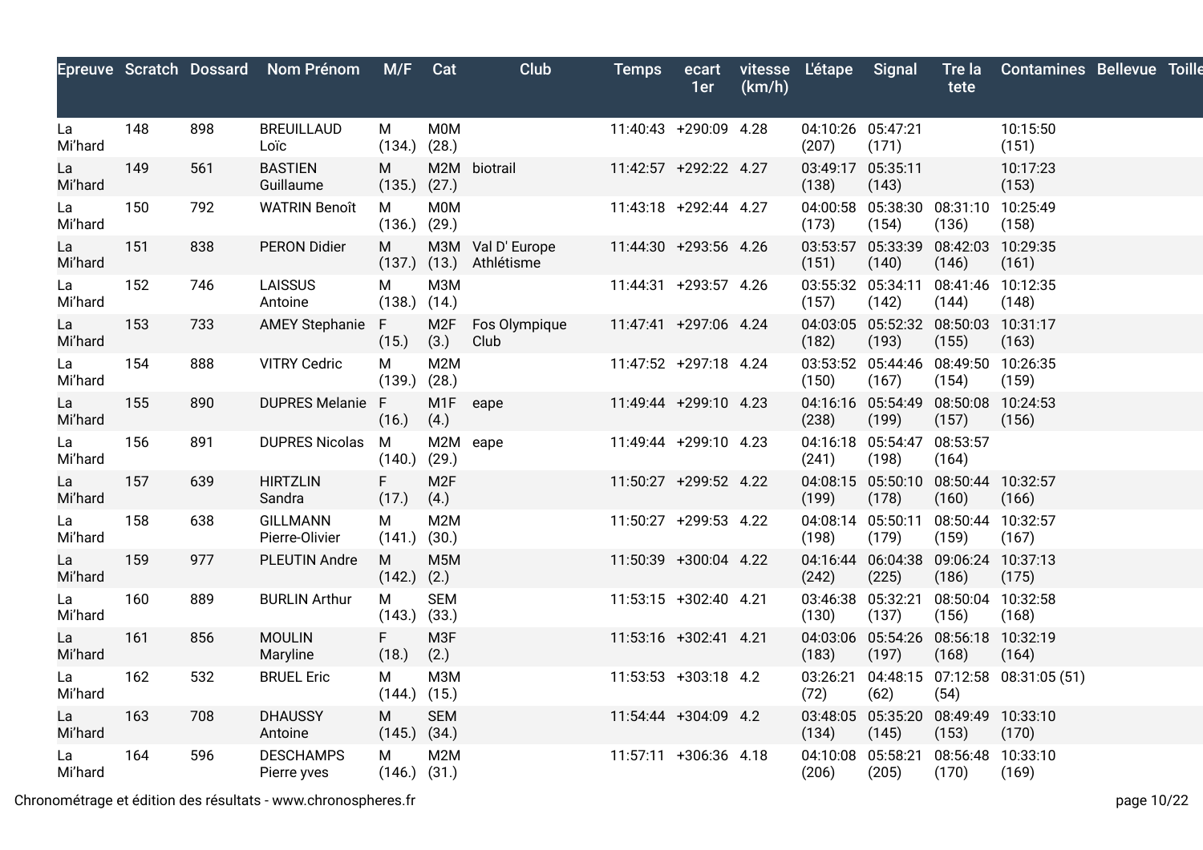| Epreuve | Scratch | Dossard | Nom Prénom | M/F | Cat | Club | Temps | ecart 1er | vitesse (km/h) | L'étape | Signal | Tre la tete | Contamines | Bellevue | Toile |
|---|---|---|---|---|---|---|---|---|---|---|---|---|---|---|---|
| La Mi'hard | 148 | 898 | BREUILLAUD Loïc | M (134.) | M0M (28.) | | 11:40:43 | +290:09 | 4.28 | 04:10:26 (207) | 05:47:21 (171) | | 10:15:50 (151) | | |
| La Mi'hard | 149 | 561 | BASTIEN Guillaume | M (135.) | M2M (27.) | biotrail | 11:42:57 | +292:22 | 4.27 | 03:49:17 (138) | 05:35:11 (143) | | 10:17:23 (153) | | |
| La Mi'hard | 150 | 792 | WATRIN Benoît | M (136.) | M0M (29.) | | 11:43:18 | +292:44 | 4.27 | 04:00:58 (173) | 05:38:30 (154) | 08:31:10 (136) | 10:25:49 (158) | | |
| La Mi'hard | 151 | 838 | PERON Didier | M (137.) | M3M (13.) | Val D' Europe Athlétisme | 11:44:30 | +293:56 | 4.26 | 03:53:57 (151) | 05:33:39 (140) | 08:42:03 (146) | 10:29:35 (161) | | |
| La Mi'hard | 152 | 746 | LAISSUS Antoine | M (138.) | M3M (14.) | | 11:44:31 | +293:57 | 4.26 | 03:55:32 (157) | 05:34:11 (142) | 08:41:46 (144) | 10:12:35 (148) | | |
| La Mi'hard | 153 | 733 | AMEY Stephanie | F (15.) | M2F (3.) | Fos Olympique Club | 11:47:41 | +297:06 | 4.24 | 04:03:05 (182) | 05:52:32 (193) | 08:50:03 (155) | 10:31:17 (163) | | |
| La Mi'hard | 154 | 888 | VITRY Cedric | M (139.) | M2M (28.) | | 11:47:52 | +297:18 | 4.24 | 03:53:52 (150) | 05:44:46 (167) | 08:49:50 (154) | 10:26:35 (159) | | |
| La Mi'hard | 155 | 890 | DUPRES Melanie | F (16.) | M1F (4.) | eape | 11:49:44 | +299:10 | 4.23 | 04:16:16 (238) | 05:54:49 (199) | 08:50:08 (157) | 10:24:53 (156) | | |
| La Mi'hard | 156 | 891 | DUPRES Nicolas | M (140.) | M2M (29.) | eape | 11:49:44 | +299:10 | 4.23 | 04:16:18 (241) | 05:54:47 (198) | 08:53:57 (164) | | | |
| La Mi'hard | 157 | 639 | HIRTZLIN Sandra | F (17.) | M2F (4.) | | 11:50:27 | +299:52 | 4.22 | 04:08:15 (199) | 05:50:10 (178) | 08:50:44 (160) | 10:32:57 (166) | | |
| La Mi'hard | 158 | 638 | GILLMANN Pierre-Olivier | M (141.) | M2M (30.) | | 11:50:27 | +299:53 | 4.22 | 04:08:14 (198) | 05:50:11 (179) | 08:50:44 (159) | 10:32:57 (167) | | |
| La Mi'hard | 159 | 977 | PLEUTIN Andre | M (142.) | M5M (2.) | | 11:50:39 | +300:04 | 4.22 | 04:16:44 (242) | 06:04:38 (225) | 09:06:24 (186) | 10:37:13 (175) | | |
| La Mi'hard | 160 | 889 | BURLIN Arthur | M (143.) | SEM (33.) | | 11:53:15 | +302:40 | 4.21 | 03:46:38 (130) | 05:32:21 (137) | 08:50:04 (156) | 10:32:58 (168) | | |
| La Mi'hard | 161 | 856 | MOULIN Maryline | F (18.) | M3F (2.) | | 11:53:16 | +302:41 | 4.21 | 04:03:06 (183) | 05:54:26 (197) | 08:56:18 (168) | 10:32:19 (164) | | |
| La Mi'hard | 162 | 532 | BRUEL Eric | M (144.) | M3M (15.) | | 11:53:53 | +303:18 | 4.2 | 03:26:21 (72) | 04:48:15 (62) | 07:12:58 (54) | 08:31:05 (51) | | |
| La Mi'hard | 163 | 708 | DHAUSSY Antoine | M (145.) | SEM (34.) | | 11:54:44 | +304:09 | 4.2 | 03:48:05 (134) | 05:35:20 (145) | 08:49:49 (153) | 10:33:10 (170) | | |
| La Mi'hard | 164 | 596 | DESCHAMPS Pierre yves | M (146.) | M2M (31.) | | 11:57:11 | +306:36 | 4.18 | 04:10:08 (206) | 05:58:21 (205) | 08:56:48 (170) | 10:33:10 (169) | | |

Chronométrage et édition des résultats - www.chronospheres.fr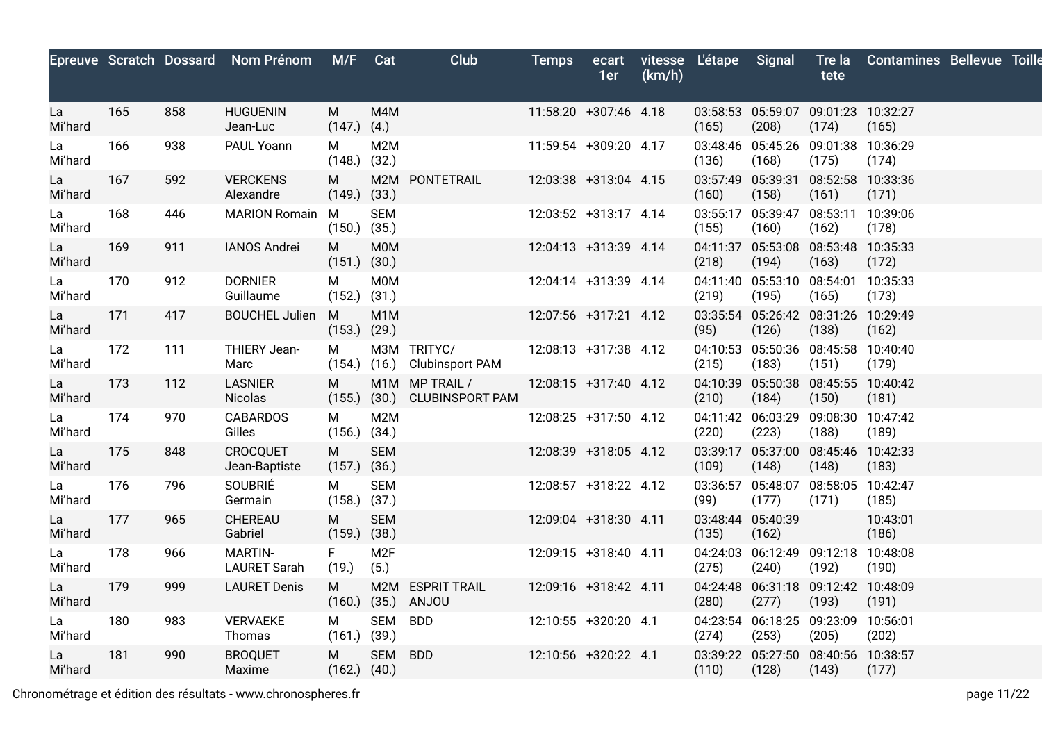| Epreuve | Scratch | Dossard | Nom Prénom | M/F | Cat | Club | Temps | ecart 1er | vitesse (km/h) | L'étape | Signal | Tre la tete | Contamines | Bellevue | Toille |
|---|---|---|---|---|---|---|---|---|---|---|---|---|---|---|---|
| La Mi'hard | 165 | 858 | HUGUENIN Jean-Luc | M (147.) | M4M (4.) | | 11:58:20 | +307:46 | 4.18 | 03:58:53 (165) | 05:59:07 (208) | 09:01:23 (174) | 10:32:27 (165) | | |
| La Mi'hard | 166 | 938 | PAUL Yoann | M (148.) | M2M (32.) | | 11:59:54 | +309:20 | 4.17 | 03:48:46 (136) | 05:45:26 (168) | 09:01:38 (175) | 10:36:29 (174) | | |
| La Mi'hard | 167 | 592 | VERCKENS Alexandre | M (149.) | M2M (33.) | PONTETRAIL | 12:03:38 | +313:04 | 4.15 | 03:57:49 (160) | 05:39:31 (158) | 08:52:58 (161) | 10:33:36 (171) | | |
| La Mi'hard | 168 | 446 | MARION Romain | M (150.) | SEM (35.) | | 12:03:52 | +313:17 | 4.14 | 03:55:17 (155) | 05:39:47 (160) | 08:53:11 (162) | 10:39:06 (178) | | |
| La Mi'hard | 169 | 911 | IANOS Andrei | M (151.) | M0M (30.) | | 12:04:13 | +313:39 | 4.14 | 04:11:37 (218) | 05:53:08 (194) | 08:53:48 (163) | 10:35:33 (172) | | |
| La Mi'hard | 170 | 912 | DORNIER Guillaume | M (152.) | M0M (31.) | | 12:04:14 | +313:39 | 4.14 | 04:11:40 (219) | 05:53:10 (195) | 08:54:01 (165) | 10:35:33 (173) | | |
| La Mi'hard | 171 | 417 | BOUCHEL Julien | M (153.) | M1M (29.) | | 12:07:56 | +317:21 | 4.12 | 03:35:54 (95) | 05:26:42 (126) | 08:31:26 (138) | 10:29:49 (162) | | |
| La Mi'hard | 172 | 111 | THIERY Jean-Marc | M (154.) | M3M (16.) | TRITYC/ Clubinsport PAM | 12:08:13 | +317:38 | 4.12 | 04:10:53 (215) | 05:50:36 (183) | 08:45:58 (151) | 10:40:40 (179) | | |
| La Mi'hard | 173 | 112 | LASNIER Nicolas | M (155.) | M1M (30.) | MP TRAIL / CLUBINSPORT PAM | 12:08:15 | +317:40 | 4.12 | 04:10:39 (210) | 05:50:38 (184) | 08:45:55 (150) | 10:40:42 (181) | | |
| La Mi'hard | 174 | 970 | CABARDOS Gilles | M (156.) | M2M (34.) | | 12:08:25 | +317:50 | 4.12 | 04:11:42 (220) | 06:03:29 (223) | 09:08:30 (188) | 10:47:42 (189) | | |
| La Mi'hard | 175 | 848 | CROCQUET Jean-Baptiste | M (157.) | SEM (36.) | | 12:08:39 | +318:05 | 4.12 | 03:39:17 (109) | 05:37:00 (148) | 08:45:46 (148) | 10:42:33 (183) | | |
| La Mi'hard | 176 | 796 | SOUBRIÉ Germain | M (158.) | SEM (37.) | | 12:08:57 | +318:22 | 4.12 | 03:36:57 (99) | 05:48:07 (177) | 08:58:05 (171) | 10:42:47 (185) | | |
| La Mi'hard | 177 | 965 | CHEREAU Gabriel | M (159.) | SEM (38.) | | 12:09:04 | +318:30 | 4.11 | 03:48:44 (135) | 05:40:39 (162) | | 10:43:01 (186) | | |
| La Mi'hard | 178 | 966 | MARTIN-LAURET Sarah | F (19.) | M2F (5.) | | 12:09:15 | +318:40 | 4.11 | 04:24:03 (275) | 06:12:49 (240) | 09:12:18 (192) | 10:48:08 (190) | | |
| La Mi'hard | 179 | 999 | LAURET Denis | M (160.) | M2M (35.) | ESPRIT TRAIL ANJOU | 12:09:16 | +318:42 | 4.11 | 04:24:48 (280) | 06:31:18 (277) | 09:12:42 (193) | 10:48:09 (191) | | |
| La Mi'hard | 180 | 983 | VERVAEKE Thomas | M (161.) | SEM (39.) | BDD | 12:10:55 | +320:20 | 4.1 | 04:23:54 (274) | 06:18:25 (253) | 09:23:09 (205) | 10:56:01 (202) | | |
| La Mi'hard | 181 | 990 | BROQUET Maxime | M (162.) | SEM (40.) | BDD | 12:10:56 | +320:22 | 4.1 | 03:39:22 (110) | 05:27:50 (128) | 08:40:56 (143) | 10:38:57 (177) | | |

Chronométrage et édition des résultats - www.chronospheres.fr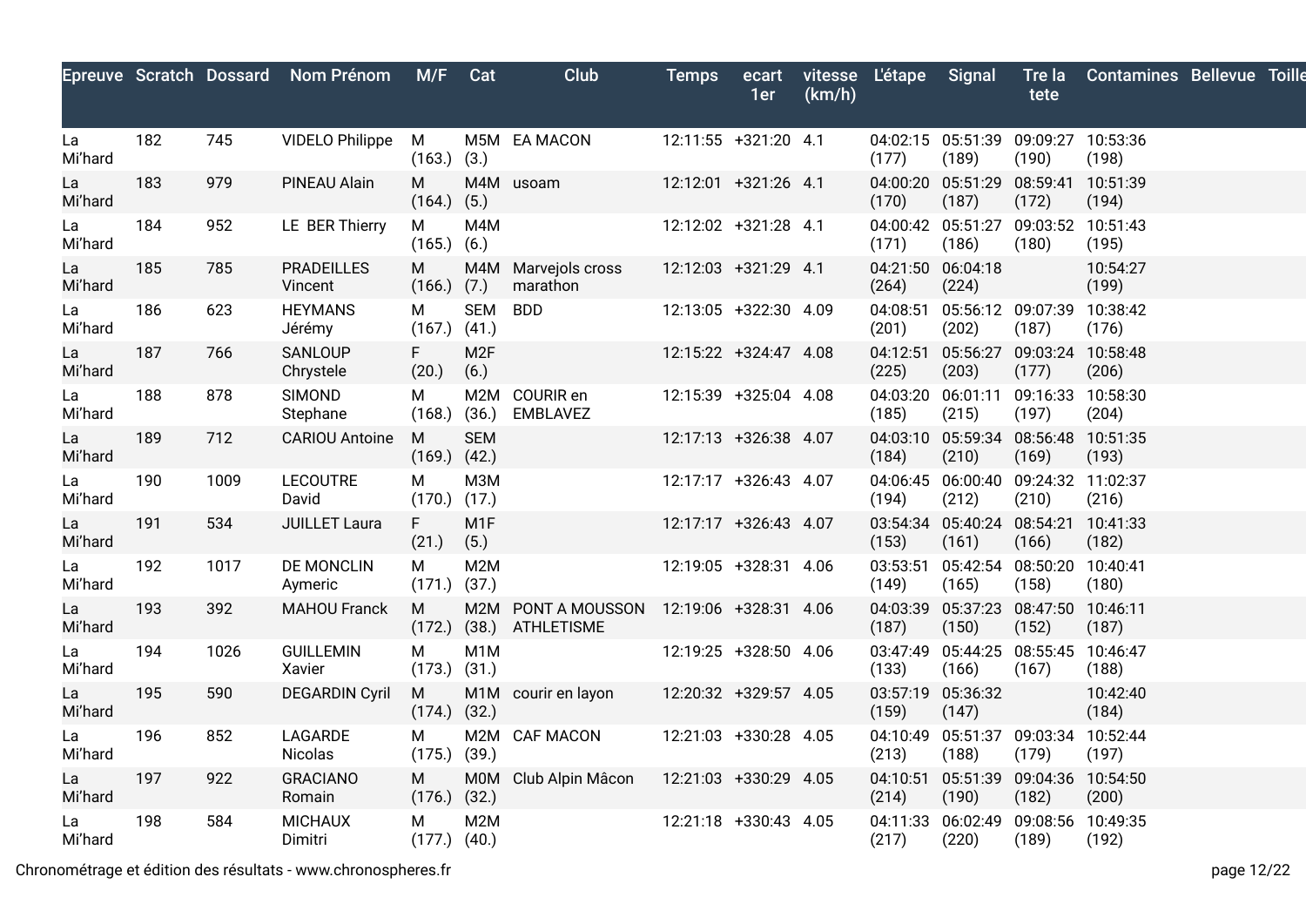| Epreuve | Scratch | Dossard | Nom Prénom | M/F | Cat | Club | Temps | ecart 1er | vitesse (km/h) | L'étape | Signal | Tre la tete | Contamines | Bellevue | Toille |
|---|---|---|---|---|---|---|---|---|---|---|---|---|---|---|---|
| La Mi'hard | 182 | 745 | VIDELO Philippe | M (163.) | M5M (3.) | EA MACON | 12:11:55 | +321:20 | 4.1 | 04:02:15 (177) | 05:51:39 (189) | 09:09:27 (190) | 10:53:36 (198) | | |
| La Mi'hard | 183 | 979 | PINEAU Alain | M (164.) | M4M (5.) | usoam | 12:12:01 | +321:26 | 4.1 | 04:00:20 (170) | 05:51:29 (187) | 08:59:41 (172) | 10:51:39 (194) | | |
| La Mi'hard | 184 | 952 | LE BER Thierry | M (165.) | M4M (6.) | | 12:12:02 | +321:28 | 4.1 | 04:00:42 (171) | 05:51:27 (186) | 09:03:52 (180) | 10:51:43 (195) | | |
| La Mi'hard | 185 | 785 | PRADEILLES Vincent | M (166.) | M4M (7.) | Marvejols cross marathon | 12:12:03 | +321:29 | 4.1 | 04:21:50 (264) | 06:04:18 (224) | | 10:54:27 (199) | | |
| La Mi'hard | 186 | 623 | HEYMANS Jérémy | M (167.) | SEM (41.) | BDD | 12:13:05 | +322:30 | 4.09 | 04:08:51 (201) | 05:56:12 (202) | 09:07:39 (187) | 10:38:42 (176) | | |
| La Mi'hard | 187 | 766 | SANLOUP Chrystele | F (20.) | M2F (6.) | | 12:15:22 | +324:47 | 4.08 | 04:12:51 (225) | 05:56:27 (203) | 09:03:24 (177) | 10:58:48 (206) | | |
| La Mi'hard | 188 | 878 | SIMOND Stephane | M (168.) | M2M (36.) | COURIR en EMBLAVEZ | 12:15:39 | +325:04 | 4.08 | 04:03:20 (185) | 06:01:11 (215) | 09:16:33 (197) | 10:58:30 (204) | | |
| La Mi'hard | 189 | 712 | CARIOU Antoine | M (169.) | SEM (42.) | | 12:17:13 | +326:38 | 4.07 | 04:03:10 (184) | 05:59:34 (210) | 08:56:48 (169) | 10:51:35 (193) | | |
| La Mi'hard | 190 | 1009 | LECOUTRE David | M (170.) | M3M (17.) | | 12:17:17 | +326:43 | 4.07 | 04:06:45 (194) | 06:00:40 (212) | 09:24:32 (210) | 11:02:37 (216) | | |
| La Mi'hard | 191 | 534 | JUILLET Laura | F (21.) | M1F (5.) | | 12:17:17 | +326:43 | 4.07 | 03:54:34 (153) | 05:40:24 (161) | 08:54:21 (166) | 10:41:33 (182) | | |
| La Mi'hard | 192 | 1017 | DE MONCLIN Aymeric | M (171.) | M2M (37.) | | 12:19:05 | +328:31 | 4.06 | 03:53:51 (149) | 05:42:54 (165) | 08:50:20 (158) | 10:40:41 (180) | | |
| La Mi'hard | 193 | 392 | MAHOU Franck | M (172.) | M2M (38.) | PONT A MOUSSON ATHLETISME | 12:19:06 | +328:31 | 4.06 | 04:03:39 (187) | 05:37:23 (150) | 08:47:50 (152) | 10:46:11 (187) | | |
| La Mi'hard | 194 | 1026 | GUILLEMIN Xavier | M (173.) | M1M (31.) | | 12:19:25 | +328:50 | 4.06 | 03:47:49 (133) | 05:44:25 (166) | 08:55:45 (167) | 10:46:47 (188) | | |
| La Mi'hard | 195 | 590 | DEGARDIN Cyril | M (174.) | M1M (32.) | courir en layon | 12:20:32 | +329:57 | 4.05 | 03:57:19 (159) | 05:36:32 (147) | | 10:42:40 (184) | | |
| La Mi'hard | 196 | 852 | LAGARDE Nicolas | M (175.) | M2M (39.) | CAF MACON | 12:21:03 | +330:28 | 4.05 | 04:10:49 (213) | 05:51:37 (188) | 09:03:34 (179) | 10:52:44 (197) | | |
| La Mi'hard | 197 | 922 | GRACIANO Romain | M (176.) | M0M (32.) | Club Alpin Mâcon | 12:21:03 | +330:29 | 4.05 | 04:10:51 (214) | 05:51:39 (190) | 09:04:36 (182) | 10:54:50 (200) | | |
| La Mi'hard | 198 | 584 | MICHAUX Dimitri | M (177.) | M2M (40.) | | 12:21:18 | +330:43 | 4.05 | 04:11:33 (217) | 06:02:49 (220) | 09:08:56 (189) | 10:49:35 (192) | | |

Chronométrage et édition des résultats - www.chronospheres.fr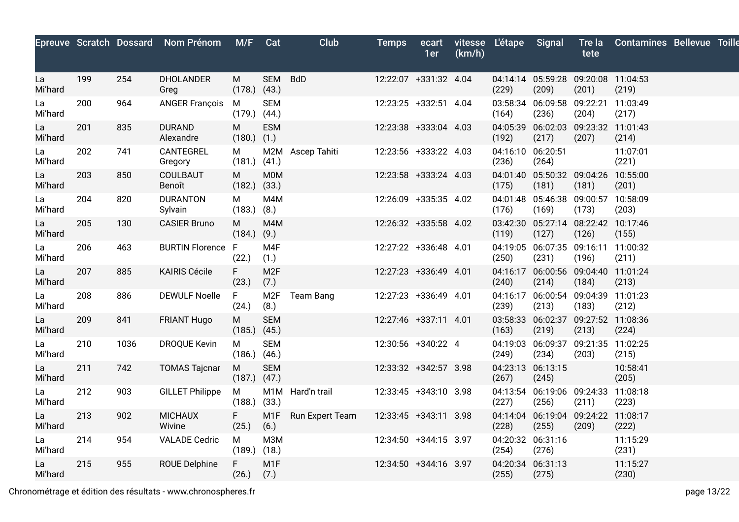| Epreuve | Scratch | Dossard | Nom Prénom | M/F | Cat | Club | Temps | ecart 1er | vitesse (km/h) | L'étape | Signal | Tre la tete | Contamines | Bellevue | Toille |
|---|---|---|---|---|---|---|---|---|---|---|---|---|---|---|---|
| La Mi'hard | 199 | 254 | DHOLANDER Greg | M (178.) | SEM (43.) | BdD | 12:22:07 | +331:32 | 4.04 | 04:14:14 (229) | 05:59:28 (209) | 09:20:08 (201) | 11:04:53 (219) | | |
| La Mi'hard | 200 | 964 | ANGER François | M (179.) | SEM (44.) | | 12:23:25 | +332:51 | 4.04 | 03:58:34 (164) | 06:09:58 (236) | 09:22:21 (204) | 11:03:49 (217) | | |
| La Mi'hard | 201 | 835 | DURAND Alexandre | M (180.) | ESM (1.) | | 12:23:38 | +333:04 | 4.03 | 04:05:39 (192) | 06:02:03 (217) | 09:23:32 (207) | 11:01:43 (214) | | |
| La Mi'hard | 202 | 741 | CANTEGREL Gregory | M (181.) | M2M (41.) | Ascep Tahiti | 12:23:56 | +333:22 | 4.03 | 04:16:10 (236) | 06:20:51 (264) | | 11:07:01 (221) | | |
| La Mi'hard | 203 | 850 | COULBAUT Benoît | M (182.) | M0M (33.) | | 12:23:58 | +333:24 | 4.03 | 04:01:40 (175) | 05:50:32 (181) | 09:04:26 (181) | 10:55:00 (201) | | |
| La Mi'hard | 204 | 820 | DURANTON Sylvain | M (183.) | M4M (8.) | | 12:26:09 | +335:35 | 4.02 | 04:01:48 (176) | 05:46:38 (169) | 09:00:57 (173) | 10:58:09 (203) | | |
| La Mi'hard | 205 | 130 | CASIER Bruno | M (184.) | M4M (9.) | | 12:26:32 | +335:58 | 4.02 | 03:42:30 (119) | 05:27:14 (127) | 08:22:42 (126) | 10:17:46 (155) | | |
| La Mi'hard | 206 | 463 | BURTIN Florence | F (22.) | M4F (1.) | | 12:27:22 | +336:48 | 4.01 | 04:19:05 (250) | 06:07:35 (231) | 09:16:11 (196) | 11:00:32 (211) | | |
| La Mi'hard | 207 | 885 | KAIRIS Cécile | F (23.) | M2F (7.) | | 12:27:23 | +336:49 | 4.01 | 04:16:17 (240) | 06:00:56 (214) | 09:04:40 (184) | 11:01:24 (213) | | |
| La Mi'hard | 208 | 886 | DEWULF Noelle | F (24.) | M2F (8.) | Team Bang | 12:27:23 | +336:49 | 4.01 | 04:16:17 (239) | 06:00:54 (213) | 09:04:39 (183) | 11:01:23 (212) | | |
| La Mi'hard | 209 | 841 | FRIANT Hugo | M (185.) | SEM (45.) | | 12:27:46 | +337:11 | 4.01 | 03:58:33 (163) | 06:02:37 (219) | 09:27:52 (213) | 11:08:36 (224) | | |
| La Mi'hard | 210 | 1036 | DROQUE Kevin | M (186.) | SEM (46.) | | 12:30:56 | +340:22 | 4 | 04:19:03 (249) | 06:09:37 (234) | 09:21:35 (203) | 11:02:25 (215) | | |
| La Mi'hard | 211 | 742 | TOMAS Tajcnar | M (187.) | SEM (47.) | | 12:33:32 | +342:57 | 3.98 | 04:23:13 (267) | 06:13:15 (245) | | 10:58:41 (205) | | |
| La Mi'hard | 212 | 903 | GILLET Philippe | M (188.) | M1M (33.) | Hard'n trail | 12:33:45 | +343:10 | 3.98 | 04:13:54 (227) | 06:19:06 (256) | 09:24:33 (211) | 11:08:18 (223) | | |
| La Mi'hard | 213 | 902 | MICHAUX Wivine | F (25.) | M1F (6.) | Run Expert Team | 12:33:45 | +343:11 | 3.98 | 04:14:04 (228) | 06:19:04 (255) | 09:24:22 (209) | 11:08:17 (222) | | |
| La Mi'hard | 214 | 954 | VALADE Cedric | M (189.) | M3M (18.) | | 12:34:50 | +344:15 | 3.97 | 04:20:32 (254) | 06:31:16 (276) | | 11:15:29 (231) | | |
| La Mi'hard | 215 | 955 | ROUE Delphine | F (26.) | M1F (7.) | | 12:34:50 | +344:16 | 3.97 | 04:20:34 (255) | 06:31:13 (275) | | 11:15:27 (230) | | |

Chronométrage et édition des résultats - www.chronospheres.fr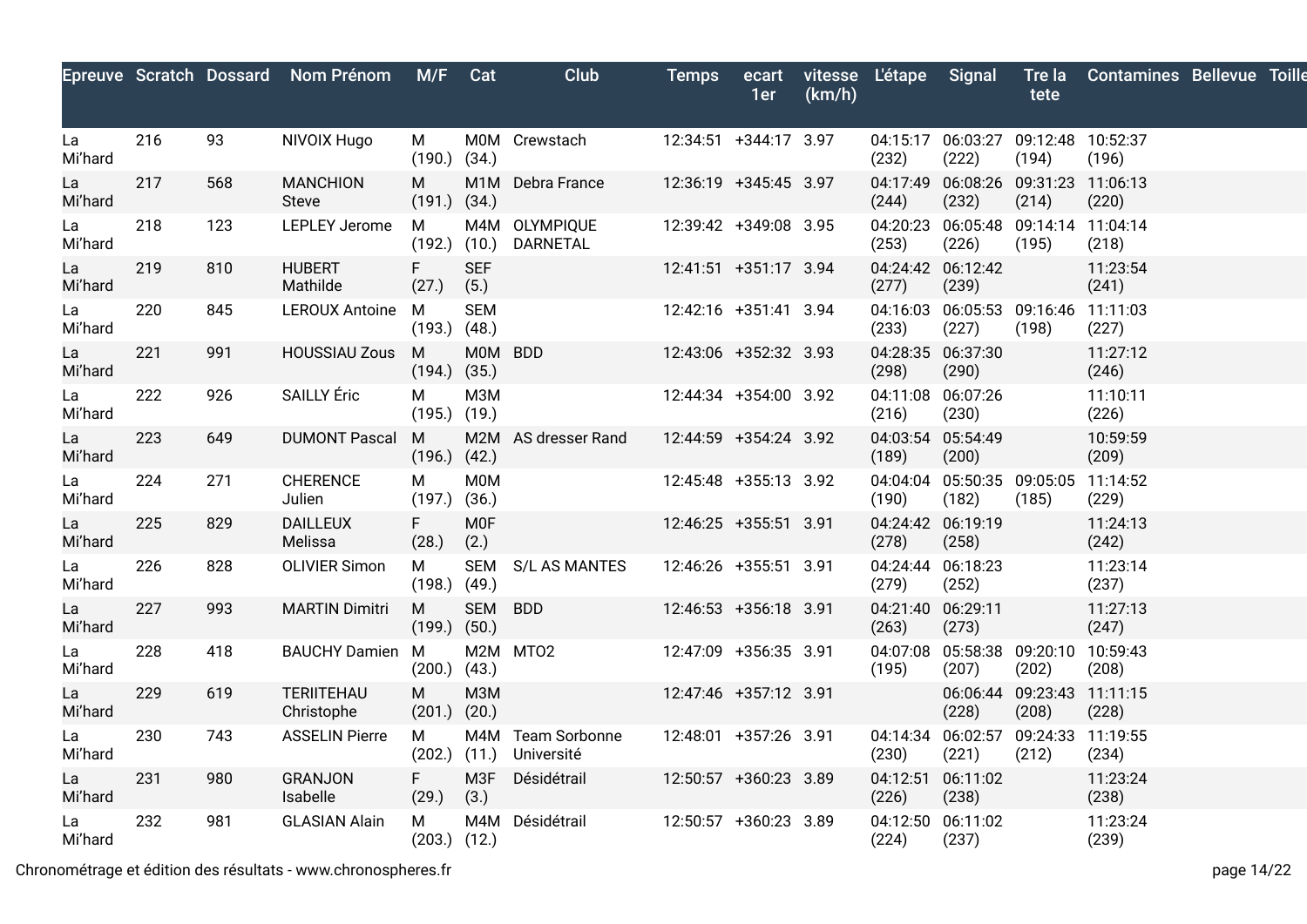| Epreuve | Scratch | Dossard | Nom Prénom | M/F | Cat | Club | Temps | ecart 1er | vitesse (km/h) | L'étape | Signal | Tre la tete | Contamines | Bellevue | Toille |
|---|---|---|---|---|---|---|---|---|---|---|---|---|---|---|---|
| La Mi'hard | 216 | 93 | NIVOIX Hugo | M (190.) | M0M (34.) | Crewstach | 12:34:51 | +344:17 | 3.97 | 04:15:17 (232) | 06:03:27 (222) | 09:12:48 (194) | 10:52:37 (196) | | |
| La Mi'hard | 217 | 568 | MANCHION Steve | M (191.) | M1M (34.) | Debra France | 12:36:19 | +345:45 | 3.97 | 04:17:49 (244) | 06:08:26 (232) | 09:31:23 (214) | 11:06:13 (220) | | |
| La Mi'hard | 218 | 123 | LEPLEY Jerome | M (192.) | M4M (10.) | OLYMPIQUE DARNETAL | 12:39:42 | +349:08 | 3.95 | 04:20:23 (253) | 06:05:48 (226) | 09:14:14 (195) | 11:04:14 (218) | | |
| La Mi'hard | 219 | 810 | HUBERT Mathilde | F (27.) | SEF (5.) | | 12:41:51 | +351:17 | 3.94 | 04:24:42 (277) | 06:12:42 (239) | | 11:23:54 (241) | | |
| La Mi'hard | 220 | 845 | LEROUX Antoine | M (193.) | SEM (48.) | | 12:42:16 | +351:41 | 3.94 | 04:16:03 (233) | 06:05:53 (227) | 09:16:46 (198) | 11:11:03 (227) | | |
| La Mi'hard | 221 | 991 | HOUSSIAU Zous | M (194.) | M0M (35.) | BDD | 12:43:06 | +352:32 | 3.93 | 04:28:35 (298) | 06:37:30 (290) | | 11:27:12 (246) | | |
| La Mi'hard | 222 | 926 | SAILLY Éric | M (195.) | M3M (19.) | | 12:44:34 | +354:00 | 3.92 | 04:11:08 (216) | 06:07:26 (230) | | 11:10:11 (226) | | |
| La Mi'hard | 223 | 649 | DUMONT Pascal | M (196.) | M2M (42.) | AS dresser Rand | 12:44:59 | +354:24 | 3.92 | 04:03:54 (189) | 05:54:49 (200) | | 10:59:59 (209) | | |
| La Mi'hard | 224 | 271 | CHERENCE Julien | M (197.) | M0M (36.) | | 12:45:48 | +355:13 | 3.92 | 04:04:04 (190) | 05:50:35 (182) | 09:05:05 (185) | 11:14:52 (229) | | |
| La Mi'hard | 225 | 829 | DAILLEUX Melissa | F (28.) | M0F (2.) | | 12:46:25 | +355:51 | 3.91 | 04:24:42 (278) | 06:19:19 (258) | | 11:24:13 (242) | | |
| La Mi'hard | 226 | 828 | OLIVIER Simon | M (198.) | SEM (49.) | S/L AS MANTES | 12:46:26 | +355:51 | 3.91 | 04:24:44 (279) | 06:18:23 (252) | | 11:23:14 (237) | | |
| La Mi'hard | 227 | 993 | MARTIN Dimitri | M (199.) | SEM (50.) | BDD | 12:46:53 | +356:18 | 3.91 | 04:21:40 (263) | 06:29:11 (273) | | 11:27:13 (247) | | |
| La Mi'hard | 228 | 418 | BAUCHY Damien | M (200.) | M2M (43.) | MTO2 | 12:47:09 | +356:35 | 3.91 | 04:07:08 (195) | 05:58:38 (207) | 09:20:10 (202) | 10:59:43 (208) | | |
| La Mi'hard | 229 | 619 | TERIITEHAU Christophe | M (201.) | M3M (20.) | | 12:47:46 | +357:12 | 3.91 | | 06:06:44 (228) | 09:23:43 (208) | 11:11:15 (228) | | |
| La Mi'hard | 230 | 743 | ASSELIN Pierre | M (202.) | M4M (11.) | Team Sorbonne Université | 12:48:01 | +357:26 | 3.91 | 04:14:34 (230) | 06:02:57 (221) | 09:24:33 (212) | 11:19:55 (234) | | |
| La Mi'hard | 231 | 980 | GRANJON Isabelle | F (29.) | M3F (3.) | Désidétrail | 12:50:57 | +360:23 | 3.89 | 04:12:51 (226) | 06:11:02 (238) | | 11:23:24 (238) | | |
| La Mi'hard | 232 | 981 | GLASIAN Alain | M (203.) | M4M (12.) | Désidétrail | 12:50:57 | +360:23 | 3.89 | 04:12:50 (224) | 06:11:02 (237) | | 11:23:24 (239) | | |

Chronométrage et édition des résultats - www.chronospheres.fr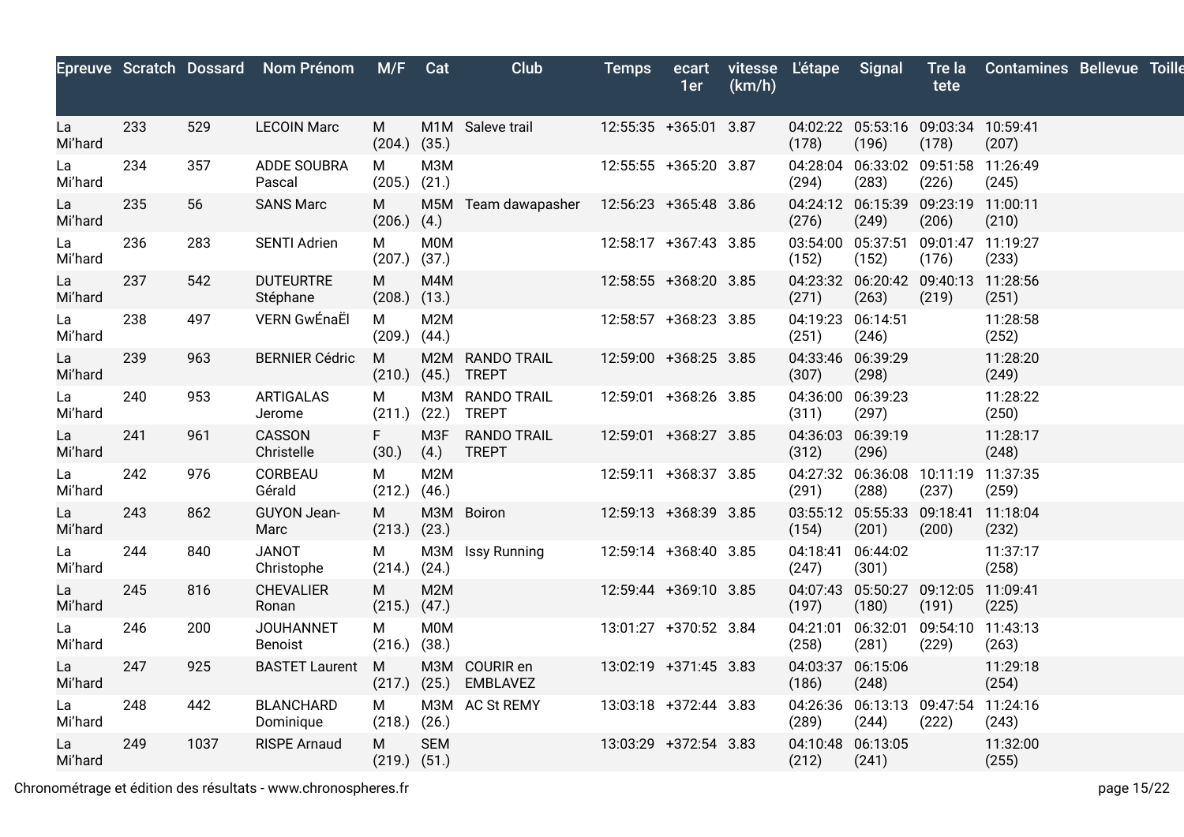| Epreuve | Scratch | Dossard | Nom Prénom | M/F | Cat | Club | Temps | ecart 1er | vitesse (km/h) | L'étape | Signal | Tre la tete | Contamines | Bellevue | Toille |
|---|---|---|---|---|---|---|---|---|---|---|---|---|---|---|---|
| La Mi'hard | 233 | 529 | LECOIN Marc | M (204.) | M1M (35.) | Saleve trail | 12:55:35 | +365:01 | 3.87 | 04:02:22 (178) | 05:53:16 (196) | 09:03:34 (178) | 10:59:41 (207) | | |
| La Mi'hard | 234 | 357 | ADDE SOUBRA Pascal | M (205.) | M3M (21.) | | 12:55:55 | +365:20 | 3.87 | 04:28:04 (294) | 06:33:02 (283) | 09:51:58 (226) | 11:26:49 (245) | | |
| La Mi'hard | 235 | 56 | SANS Marc | M (206.) | M5M (4.) | Team dawapasher | 12:56:23 | +365:48 | 3.86 | 04:24:12 (276) | 06:15:39 (249) | 09:23:19 (206) | 11:00:11 (210) | | |
| La Mi'hard | 236 | 283 | SENTI Adrien | M (207.) | M0M (37.) | | 12:58:17 | +367:43 | 3.85 | 03:54:00 (152) | 05:37:51 (152) | 09:01:47 (176) | 11:19:27 (233) | | |
| La Mi'hard | 237 | 542 | DUTEURTRE Stéphane | M (208.) | M4M (13.) | | 12:58:55 | +368:20 | 3.85 | 04:23:32 (271) | 06:20:42 (263) | 09:40:13 (219) | 11:28:56 (251) | | |
| La Mi'hard | 238 | 497 | VERN GwÉnaËl | M (209.) | M2M (44.) | | 12:58:57 | +368:23 | 3.85 | 04:19:23 (251) | 06:14:51 (246) | | 11:28:58 (252) | | |
| La Mi'hard | 239 | 963 | BERNIER Cédric | M (210.) | M2M (45.) | RANDO TRAIL TREPT | 12:59:00 | +368:25 | 3.85 | 04:33:46 (307) | 06:39:29 (298) | | 11:28:20 (249) | | |
| La Mi'hard | 240 | 953 | ARTIGALAS Jerome | M (211.) | M3M (22.) | RANDO TRAIL TREPT | 12:59:01 | +368:26 | 3.85 | 04:36:00 (311) | 06:39:23 (297) | | 11:28:22 (250) | | |
| La Mi'hard | 241 | 961 | CASSON Christelle | F (30.) | M3F (4.) | RANDO TRAIL TREPT | 12:59:01 | +368:27 | 3.85 | 04:36:03 (312) | 06:39:19 (296) | | 11:28:17 (248) | | |
| La Mi'hard | 242 | 976 | CORBEAU Gérald | M (212.) | M2M (46.) | | 12:59:11 | +368:37 | 3.85 | 04:27:32 (291) | 06:36:08 (288) | 10:11:19 (237) | 11:37:35 (259) | | |
| La Mi'hard | 243 | 862 | GUYON Jean-Marc | M (213.) | M3M (23.) | Boiron | 12:59:13 | +368:39 | 3.85 | 03:55:12 (154) | 05:55:33 (201) | 09:18:41 (200) | 11:18:04 (232) | | |
| La Mi'hard | 244 | 840 | JANOT Christophe | M (214.) | M3M (24.) | Issy Running | 12:59:14 | +368:40 | 3.85 | 04:18:41 (247) | 06:44:02 (301) | | 11:37:17 (258) | | |
| La Mi'hard | 245 | 816 | CHEVALIER Ronan | M (215.) | M2M (47.) | | 12:59:44 | +369:10 | 3.85 | 04:07:43 (197) | 05:50:27 (180) | 09:12:05 (191) | 11:09:41 (225) | | |
| La Mi'hard | 246 | 200 | JOUHANNET Benoist | M (216.) | M0M (38.) | | 13:01:27 | +370:52 | 3.84 | 04:21:01 (258) | 06:32:01 (281) | 09:54:10 (229) | 11:43:13 (263) | | |
| La Mi'hard | 247 | 925 | BASTET Laurent | M (217.) | M3M (25.) | COURIR en EMBLAVEZ | 13:02:19 | +371:45 | 3.83 | 04:03:37 (186) | 06:15:06 (248) | | 11:29:18 (254) | | |
| La Mi'hard | 248 | 442 | BLANCHARD Dominique | M (218.) | M3M (26.) | AC St REMY | 13:03:18 | +372:44 | 3.83 | 04:26:36 (289) | 06:13:13 (244) | 09:47:54 (222) | 11:24:16 (243) | | |
| La Mi'hard | 249 | 1037 | RISPE Arnaud | M (219.) | SEM (51.) | | 13:03:29 | +372:54 | 3.83 | 04:10:48 (212) | 06:13:05 (241) | | 11:32:00 (255) | | |

Chronométrage et édition des résultats - www.chronospheres.fr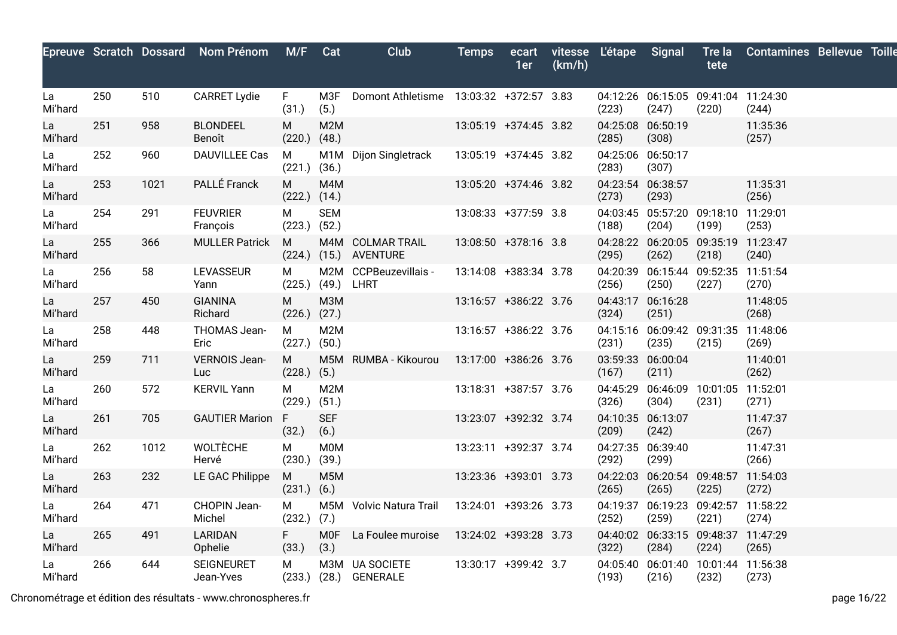| Epreuve | Scratch | Dossard | Nom Prénom | M/F | Cat | Club | Temps | ecart 1er | vitesse (km/h) | L'étape | Signal | Tre la tete | Contamines | Bellevue | Toille |
|---|---|---|---|---|---|---|---|---|---|---|---|---|---|---|---|
| La Mi'hard | 250 | 510 | CARRET Lydie | F (31.) | M3F (5.) | Domont Athletisme | 13:03:32 | +372:57 | 3.83 | 04:12:26 (223) | 06:15:05 (247) | 09:41:04 (220) | 11:24:30 (244) | | |
| La Mi'hard | 251 | 958 | BLONDEEL Benoît | M (220.) | M2M (48.) | | 13:05:19 | +374:45 | 3.82 | 04:25:08 (285) | 06:50:19 (308) | | 11:35:36 (257) | | |
| La Mi'hard | 252 | 960 | DAUVILLEE Cas | M (221.) | M1M (36.) | Dijon Singletrack | 13:05:19 | +374:45 | 3.82 | 04:25:06 (283) | 06:50:17 (307) | | | | |
| La Mi'hard | 253 | 1021 | PALLÉ Franck | M (222.) | M4M (14.) | | 13:05:20 | +374:46 | 3.82 | 04:23:54 (273) | 06:38:57 (293) | | 11:35:31 (256) | | |
| La Mi'hard | 254 | 291 | FEUVRIER François | M (223.) | SEM (52.) | | 13:08:33 | +377:59 | 3.8 | 04:03:45 (188) | 05:57:20 (204) | 09:18:10 (199) | 11:29:01 (253) | | |
| La Mi'hard | 255 | 366 | MULLER Patrick | M (224.) | M4M (15.) | COLMAR TRAIL AVENTURE | 13:08:50 | +378:16 | 3.8 | 04:28:22 (295) | 06:20:05 (262) | 09:35:19 (218) | 11:23:47 (240) | | |
| La Mi'hard | 256 | 58 | LEVASSEUR Yann | M (225.) | M2M (49.) | CCPBeuzevillais - LHRT | 13:14:08 | +383:34 | 3.78 | 04:20:39 (256) | 06:15:44 (250) | 09:52:35 (227) | 11:51:54 (270) | | |
| La Mi'hard | 257 | 450 | GIANINA Richard | M (226.) | M3M (27.) | | 13:16:57 | +386:22 | 3.76 | 04:43:17 (324) | 06:16:28 (251) | | 11:48:05 (268) | | |
| La Mi'hard | 258 | 448 | THOMAS Jean-Eric | M (227.) | M2M (50.) | | 13:16:57 | +386:22 | 3.76 | 04:15:16 (231) | 06:09:42 (235) | 09:31:35 (215) | 11:48:06 (269) | | |
| La Mi'hard | 259 | 711 | VERNOIS Jean-Luc | M (228.) | M5M (5.) | RUMBA - Kikourou | 13:17:00 | +386:26 | 3.76 | 03:59:33 (167) | 06:00:04 (211) | | 11:40:01 (262) | | |
| La Mi'hard | 260 | 572 | KERVIL Yann | M (229.) | M2M (51.) | | 13:18:31 | +387:57 | 3.76 | 04:45:29 (326) | 06:46:09 (304) | 10:01:05 (231) | 11:52:01 (271) | | |
| La Mi'hard | 261 | 705 | GAUTIER Marion | F (32.) | SEF (6.) | | 13:23:07 | +392:32 | 3.74 | 04:10:35 (209) | 06:13:07 (242) | | 11:47:37 (267) | | |
| La Mi'hard | 262 | 1012 | WOLTÈCHE Hervé | M (230.) | M0M (39.) | | 13:23:11 | +392:37 | 3.74 | 04:27:35 (292) | 06:39:40 (299) | | 11:47:31 (266) | | |
| La Mi'hard | 263 | 232 | LE GAC Philippe | M (231.) | M5M (6.) | | 13:23:36 | +393:01 | 3.73 | 04:22:03 (265) | 06:20:54 (265) | 09:48:57 (225) | 11:54:03 (272) | | |
| La Mi'hard | 264 | 471 | CHOPIN Jean-Michel | M (232.) | M5M (7.) | Volvic Natura Trail | 13:24:01 | +393:26 | 3.73 | 04:19:37 (252) | 06:19:23 (259) | 09:42:57 (221) | 11:58:22 (274) | | |
| La Mi'hard | 265 | 491 | LARIDAN Ophelie | F (33.) | M0F (3.) | La Foulee muroise | 13:24:02 | +393:28 | 3.73 | 04:40:02 (322) | 06:33:15 (284) | 09:48:37 (224) | 11:47:29 (265) | | |
| La Mi'hard | 266 | 644 | SEIGNEURET Jean-Yves | M (233.) | M3M (28.) | UA SOCIETE GENERALE | 13:30:17 | +399:42 | 3.7 | 04:05:40 (193) | 06:01:40 (216) | 10:01:44 (232) | 11:56:38 (273) | | |

Chronométrage et édition des résultats - www.chronospheres.fr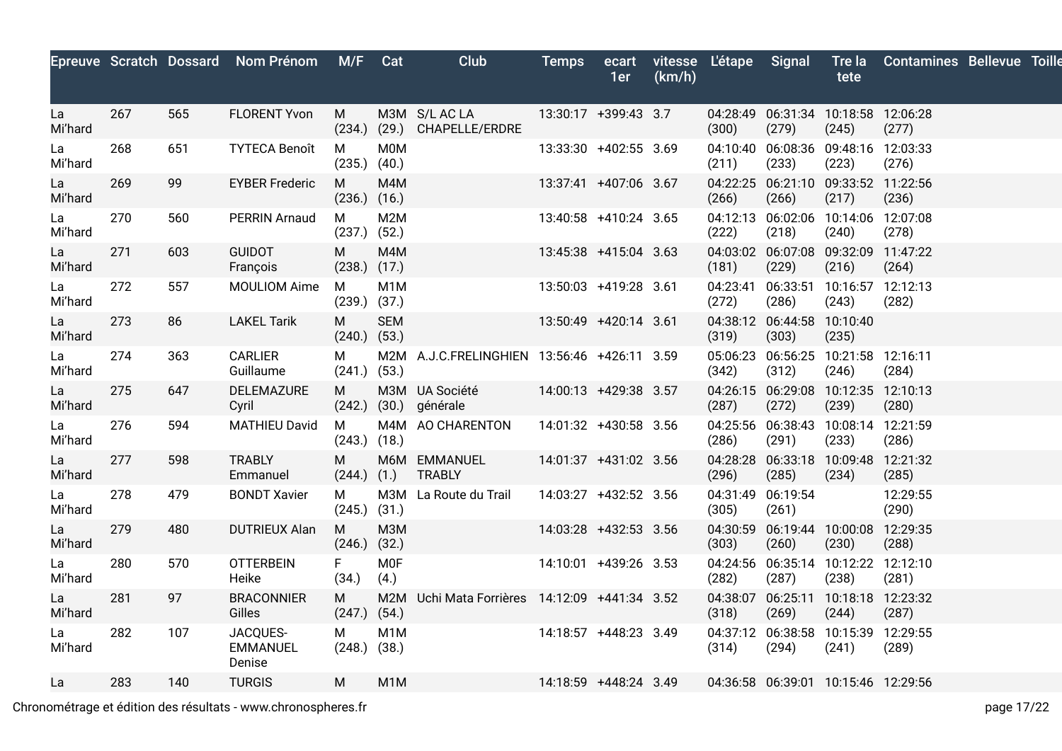| Epreuve | Scratch | Dossard | Nom Prénom | M/F | Cat | Club | Temps | ecart 1er | vitesse (km/h) | L'étape | Signal | Tre la tete | Contamines | Bellevue | Toille |
|---|---|---|---|---|---|---|---|---|---|---|---|---|---|---|---|
| La Mi'hard | 267 | 565 | FLORENT Yvon | M (234.) | M3M (29.) | S/L AC LA CHAPELLE/ERDRE | 13:30:17 | +399:43 | 3.7 | 04:28:49 (300) | 06:31:34 (279) | 10:18:58 (245) | 12:06:28 (277) | | |
| La Mi'hard | 268 | 651 | TYTECA Benoît | M (235.) | M0M (40.) | | 13:33:30 | +402:55 | 3.69 | 04:10:40 (211) | 06:08:36 (233) | 09:48:16 (223) | 12:03:33 (276) | | |
| La Mi'hard | 269 | 99 | EYBER Frederic | M (236.) | M4M (16.) | | 13:37:41 | +407:06 | 3.67 | 04:22:25 (266) | 06:21:10 (266) | 09:33:52 (217) | 11:22:56 (236) | | |
| La Mi'hard | 270 | 560 | PERRIN Arnaud | M (237.) | M2M (52.) | | 13:40:58 | +410:24 | 3.65 | 04:12:13 (222) | 06:02:06 (218) | 10:14:06 (240) | 12:07:08 (278) | | |
| La Mi'hard | 271 | 603 | GUIDOT François | M (238.) | M4M (17.) | | 13:45:38 | +415:04 | 3.63 | 04:03:02 (181) | 06:07:08 (229) | 09:32:09 (216) | 11:47:22 (264) | | |
| La Mi'hard | 272 | 557 | MOULIOM Aime | M (239.) | M1M (37.) | | 13:50:03 | +419:28 | 3.61 | 04:23:41 (272) | 06:33:51 (286) | 10:16:57 (243) | 12:12:13 (282) | | |
| La Mi'hard | 273 | 86 | LAKEL Tarik | M (240.) | SEM (53.) | | 13:50:49 | +420:14 | 3.61 | 04:38:12 (319) | 06:44:58 (303) | 10:10:40 (235) | | | |
| La Mi'hard | 274 | 363 | CARLIER Guillaume | M (241.) | M2M (53.) | A.J.C.FRELINGHIEN | 13:56:46 | +426:11 | 3.59 | 05:06:23 (342) | 06:56:25 (312) | 10:21:58 (246) | 12:16:11 (284) | | |
| La Mi'hard | 275 | 647 | DELEMAZURE Cyril | M (242.) | M3M (30.) | UA Société générale | 14:00:13 | +429:38 | 3.57 | 04:26:15 (287) | 06:29:08 (272) | 10:12:35 (239) | 12:10:13 (280) | | |
| La Mi'hard | 276 | 594 | MATHIEU David | M (243.) | M4M (18.) | AO CHARENTON | 14:01:32 | +430:58 | 3.56 | 04:25:56 (286) | 06:38:43 (291) | 10:08:14 (233) | 12:21:59 (286) | | |
| La Mi'hard | 277 | 598 | TRABLY Emmanuel | M (244.) | M6M (1.) | EMMANUEL TRABLY | 14:01:37 | +431:02 | 3.56 | 04:28:28 (296) | 06:33:18 (285) | 10:09:48 (234) | 12:21:32 (285) | | |
| La Mi'hard | 278 | 479 | BONDT Xavier | M (245.) | M3M (31.) | La Route du Trail | 14:03:27 | +432:52 | 3.56 | 04:31:49 (305) | 06:19:54 (261) | | 12:29:55 (290) | | |
| La Mi'hard | 279 | 480 | DUTRIEUX Alan | M (246.) | M3M (32.) | | 14:03:28 | +432:53 | 3.56 | 04:30:59 (303) | 06:19:44 (260) | 10:00:08 (230) | 12:29:35 (288) | | |
| La Mi'hard | 280 | 570 | OTTERBEIN Heike | F (34.) | M0F (4.) | | 14:10:01 | +439:26 | 3.53 | 04:24:56 (282) | 06:35:14 (287) | 10:12:22 (238) | 12:12:10 (281) | | |
| La Mi'hard | 281 | 97 | BRACONNIER Gilles | M (247.) | M2M (54.) | Uchi Mata Forrières | 14:12:09 | +441:34 | 3.52 | 04:38:07 (318) | 06:25:11 (269) | 10:18:18 (244) | 12:23:32 (287) | | |
| La Mi'hard | 282 | 107 | JACQUES-EMMANUEL Denise | M (248.) | M1M (38.) | | 14:18:57 | +448:23 | 3.49 | 04:37:12 (314) | 06:38:58 (294) | 10:15:39 (241) | 12:29:55 (289) | | |
| La | 283 | 140 | TURGIS | M | M1M | | 14:18:59 | +448:24 | 3.49 | 04:36:58 | 06:39:01 | 10:15:46 | 12:29:56 | | |

Chronométrage et édition des résultats - www.chronospheres.fr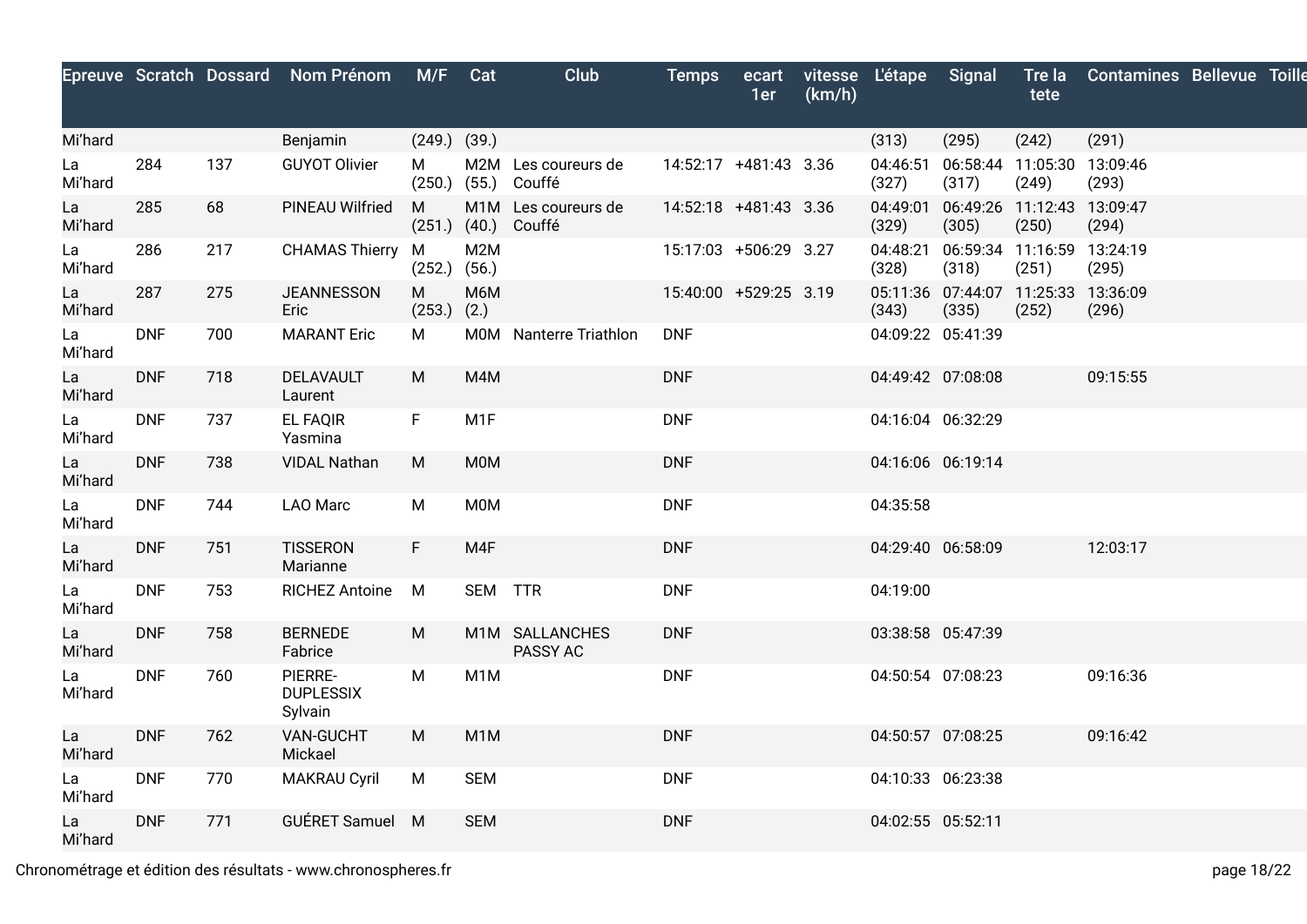| Epreuve | Scratch | Dossard | Nom Prénom | M/F | Cat | Club | Temps | ecart 1er | vitesse (km/h) | L'étape | Signal | Tre la tete | Contamines | Bellevue | Toille |
|---|---|---|---|---|---|---|---|---|---|---|---|---|---|---|---|
| Mi'hard | | | Benjamin | (249.) | (39.) | | | | | (313) | (295) | (242) | (291) | | |
| La Mi'hard | 284 | 137 | GUYOT Olivier | M (250.) | M2M (55.) | Les coureurs de Couffé | 14:52:17 | +481:43 | 3.36 | 04:46:51 (327) | 06:58:44 (317) | 11:05:30 (249) | 13:09:46 (293) | | |
| La Mi'hard | 285 | 68 | PINEAU Wilfried | M (251.) | M1M (40.) | Les coureurs de Couffé | 14:52:18 | +481:43 | 3.36 | 04:49:01 (329) | 06:49:26 (305) | 11:12:43 (250) | 13:09:47 (294) | | |
| La Mi'hard | 286 | 217 | CHAMAS Thierry | M (252.) | M2M (56.) | | 15:17:03 | +506:29 | 3.27 | 04:48:21 (328) | 06:59:34 (318) | 11:16:59 (251) | 13:24:19 (295) | | |
| La Mi'hard | 287 | 275 | JEANNESSON Eric | M (253.) | M6M (2.) | | 15:40:00 | +529:25 | 3.19 | 05:11:36 (343) | 07:44:07 (335) | 11:25:33 (252) | 13:36:09 (296) | | |
| La Mi'hard | DNF | 700 | MARANT Eric | M | M0M | Nanterre Triathlon | DNF | | | 04:09:22 | 05:41:39 | | | | |
| La Mi'hard | DNF | 718 | DELAVAULT Laurent | M | M4M | | DNF | | | 04:49:42 | 07:08:08 | | 09:15:55 | | |
| La Mi'hard | DNF | 737 | EL FAQIR Yasmina | F | M1F | | DNF | | | 04:16:04 | 06:32:29 | | | | |
| La Mi'hard | DNF | 738 | VIDAL Nathan | M | M0M | | DNF | | | 04:16:06 | 06:19:14 | | | | |
| La Mi'hard | DNF | 744 | LAO Marc | M | M0M | | DNF | | | 04:35:58 | | | | | |
| La Mi'hard | DNF | 751 | TISSERON Marianne | F | M4F | | DNF | | | 04:29:40 | 06:58:09 | | 12:03:17 | | |
| La Mi'hard | DNF | 753 | RICHEZ Antoine | M | SEM | TTR | DNF | | | 04:19:00 | | | | | |
| La Mi'hard | DNF | 758 | BERNEDE Fabrice | M | M1M | SALLANCHES PASSY AC | DNF | | | 03:38:58 | 05:47:39 | | | | |
| La Mi'hard | DNF | 760 | PIERRE-DUPLESSIX Sylvain | M | M1M | | DNF | | | 04:50:54 | 07:08:23 | | 09:16:36 | | |
| La Mi'hard | DNF | 762 | VAN-GUCHT Mickael | M | M1M | | DNF | | | 04:50:57 | 07:08:25 | | 09:16:42 | | |
| La Mi'hard | DNF | 770 | MAKRAU Cyril | M | SEM | | DNF | | | 04:10:33 | 06:23:38 | | | | |
| La Mi'hard | DNF | 771 | GUÉRET Samuel | M | SEM | | DNF | | | 04:02:55 | 05:52:11 | | | | |

Chronométrage et édition des résultats - www.chronospheres.fr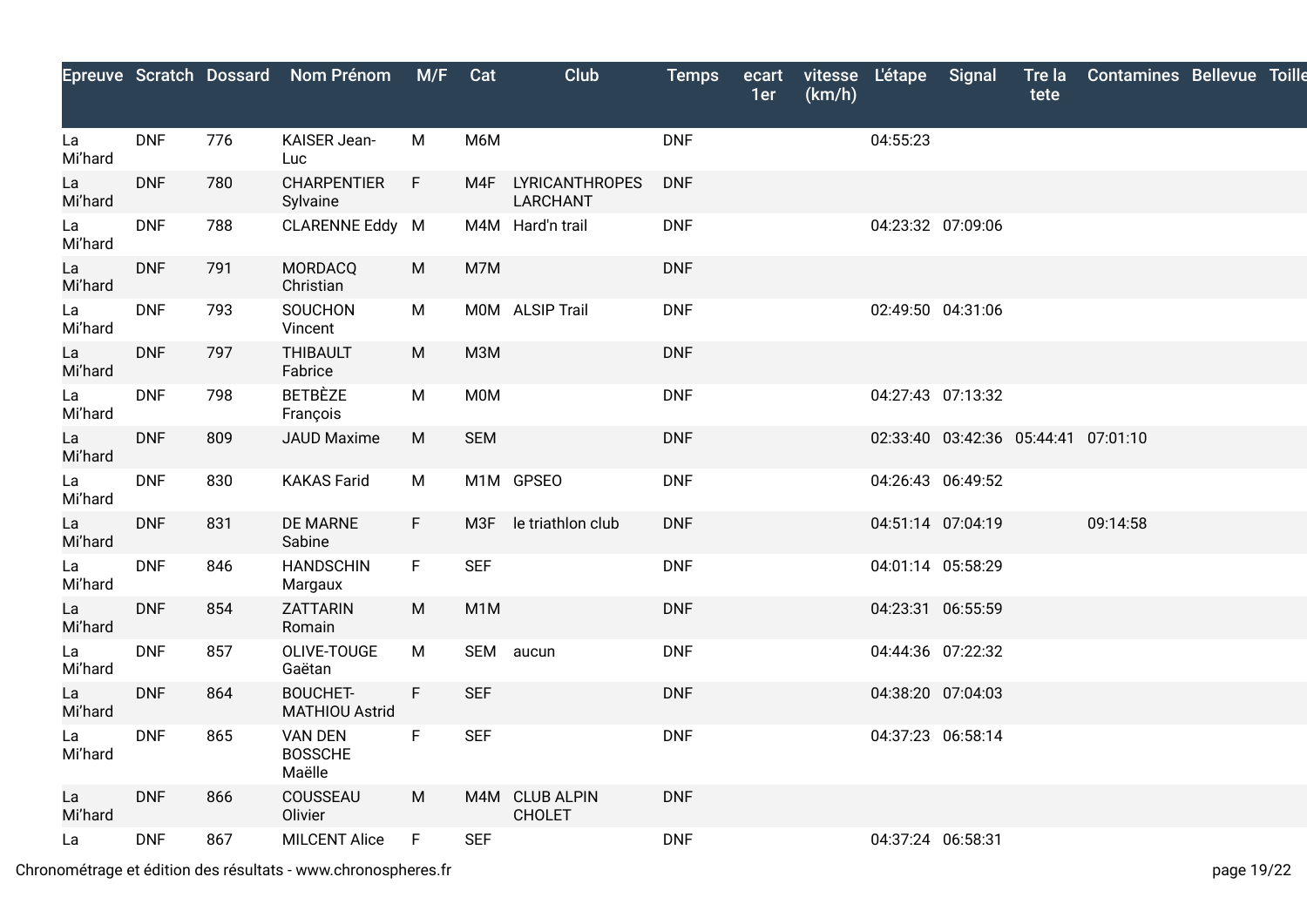| Epreuve | Scratch | Dossard | Nom Prénom | M/F | Cat | Club | Temps | ecart 1er | vitesse (km/h) | L'étape | Signal | Tre la tete | Contamines | Bellevue | Toille |
|---|---|---|---|---|---|---|---|---|---|---|---|---|---|---|---|
| La Mi'hard | DNF | 776 | KAISER Jean-Luc | M | M6M | | DNF | | | 04:55:23 | | | | | |
| La Mi'hard | DNF | 780 | CHARPENTIER Sylvaine | F | M4F | LYRICANTHROPES LARCHANT | DNF | | | | | | | | |
| La Mi'hard | DNF | 788 | CLARENNE Eddy | M | M4M | Hard'n trail | DNF | | | 04:23:32 | 07:09:06 | | | | |
| La Mi'hard | DNF | 791 | MORDACQ Christian | M | M7M | | DNF | | | | | | | | |
| La Mi'hard | DNF | 793 | SOUCHON Vincent | M | M0M | ALSIP Trail | DNF | | | 02:49:50 | 04:31:06 | | | | |
| La Mi'hard | DNF | 797 | THIBAULT Fabrice | M | M3M | | DNF | | | | | | | | |
| La Mi'hard | DNF | 798 | BETBÈZE François | M | M0M | | DNF | | | 04:27:43 | 07:13:32 | | | | |
| La Mi'hard | DNF | 809 | JAUD Maxime | M | SEM | | DNF | | | 02:33:40 | 03:42:36 | 05:44:41 | 07:01:10 | | |
| La Mi'hard | DNF | 830 | KAKAS Farid | M | M1M | GPSEO | DNF | | | 04:26:43 | 06:49:52 | | | | |
| La Mi'hard | DNF | 831 | DE MARNE Sabine | F | M3F | le triathlon club | DNF | | | 04:51:14 | 07:04:19 | | 09:14:58 | | |
| La Mi'hard | DNF | 846 | HANDSCHIN Margaux | F | SEF | | DNF | | | 04:01:14 | 05:58:29 | | | | |
| La Mi'hard | DNF | 854 | ZATTARIN Romain | M | M1M | | DNF | | | 04:23:31 | 06:55:59 | | | | |
| La Mi'hard | DNF | 857 | OLIVE-TOUGE Gaëtan | M | SEM | aucun | DNF | | | 04:44:36 | 07:22:32 | | | | |
| La Mi'hard | DNF | 864 | BOUCHET-MATHIOU Astrid | F | SEF | | DNF | | | 04:38:20 | 07:04:03 | | | | |
| La Mi'hard | DNF | 865 | VAN DEN BOSSCHE Maëlle | F | SEF | | DNF | | | 04:37:23 | 06:58:14 | | | | |
| La Mi'hard | DNF | 866 | COUSSEAU Olivier | M | M4M | CLUB ALPIN CHOLET | DNF | | | | | | | | |
| La | DNF | 867 | MILCENT Alice | F | SEF | | DNF | | | 04:37:24 | 06:58:31 | | | | |

Chronométrage et édition des résultats - www.chronospheres.fr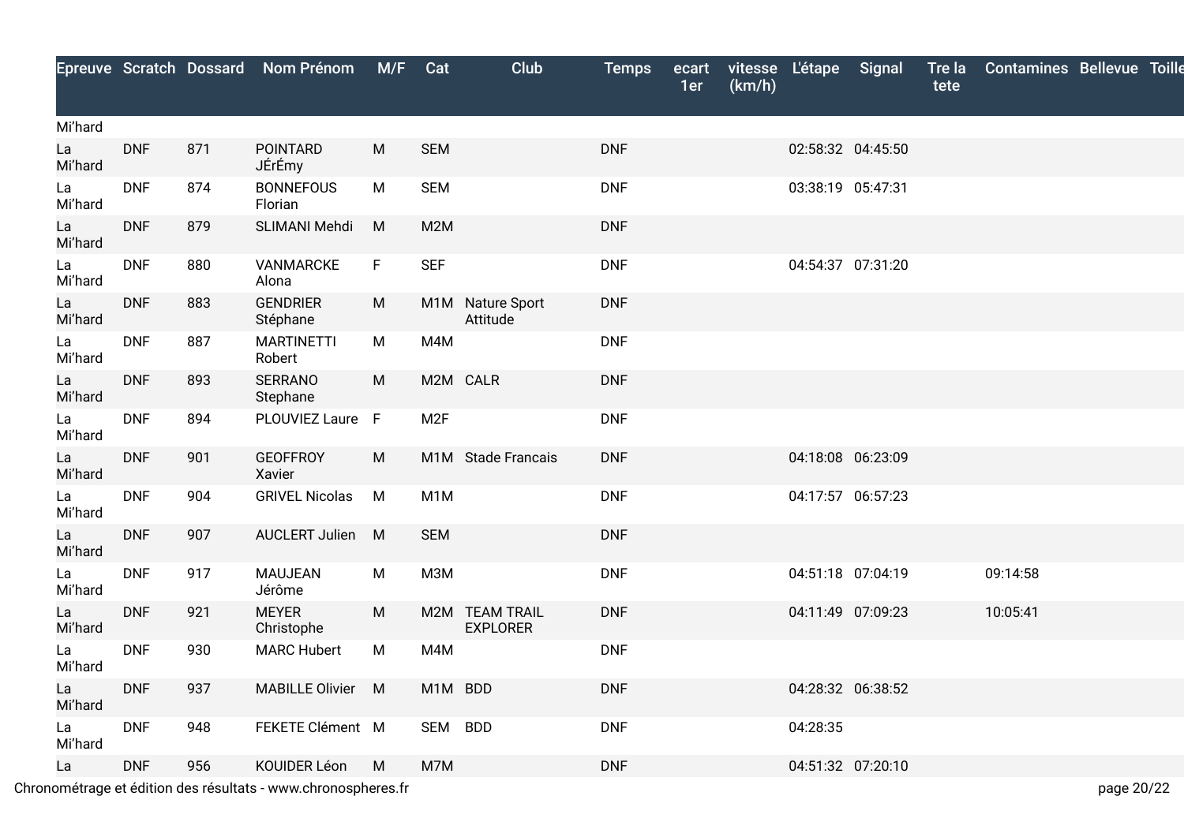| Epreuve | Scratch | Dossard | Nom Prénom | M/F | Cat | Club | Temps | ecart 1er | vitesse (km/h) | L'étape | Signal | Tre la tete | Contamines | Bellevue | Toille |
|---|---|---|---|---|---|---|---|---|---|---|---|---|---|---|---|
| Mi'hard | | | | | | | | | | | | | | | |
| La Mi'hard | DNF | 871 | POINTARD JÉrÉmy | M | SEM | | DNF | | | 02:58:32 | 04:45:50 | | | | |
| La Mi'hard | DNF | 874 | BONNEFOUS Florian | M | SEM | | DNF | | | 03:38:19 | 05:47:31 | | | | |
| La Mi'hard | DNF | 879 | SLIMANI Mehdi | M | M2M | | DNF | | | | | | | | |
| La Mi'hard | DNF | 880 | VANMARCKE Alona | F | SEF | | DNF | | | 04:54:37 | 07:31:20 | | | | |
| La Mi'hard | DNF | 883 | GENDRIER Stéphane | M | M1M | Nature Sport Attitude | DNF | | | | | | | | |
| La Mi'hard | DNF | 887 | MARTINETTI Robert | M | M4M | | DNF | | | | | | | | |
| La Mi'hard | DNF | 893 | SERRANO Stephane | M | M2M | CALR | DNF | | | | | | | | |
| La Mi'hard | DNF | 894 | PLOUVIEZ Laure | F | M2F | | DNF | | | | | | | | |
| La Mi'hard | DNF | 901 | GEOFFROY Xavier | M | M1M | Stade Francais | DNF | | | 04:18:08 | 06:23:09 | | | | |
| La Mi'hard | DNF | 904 | GRIVEL Nicolas | M | M1M | | DNF | | | 04:17:57 | 06:57:23 | | | | |
| La Mi'hard | DNF | 907 | AUCLERT Julien | M | SEM | | DNF | | | | | | | | |
| La Mi'hard | DNF | 917 | MAUJEAN Jérôme | M | M3M | | DNF | | | 04:51:18 | 07:04:19 | | 09:14:58 | | |
| La Mi'hard | DNF | 921 | MEYER Christophe | M | M2M | TEAM TRAIL EXPLORER | DNF | | | 04:11:49 | 07:09:23 | | 10:05:41 | | |
| La Mi'hard | DNF | 930 | MARC Hubert | M | M4M | | DNF | | | | | | | | |
| La Mi'hard | DNF | 937 | MABILLE Olivier | M | M1M | BDD | DNF | | | 04:28:32 | 06:38:52 | | | | |
| La Mi'hard | DNF | 948 | FEKETE Clément | M | SEM | BDD | DNF | | | 04:28:35 | | | | | |
| La | DNF | 956 | KOUIDER Léon | M | M7M | | DNF | | | 04:51:32 | 07:20:10 | | | | |

Chronométrage et édition des résultats - www.chronospheres.fr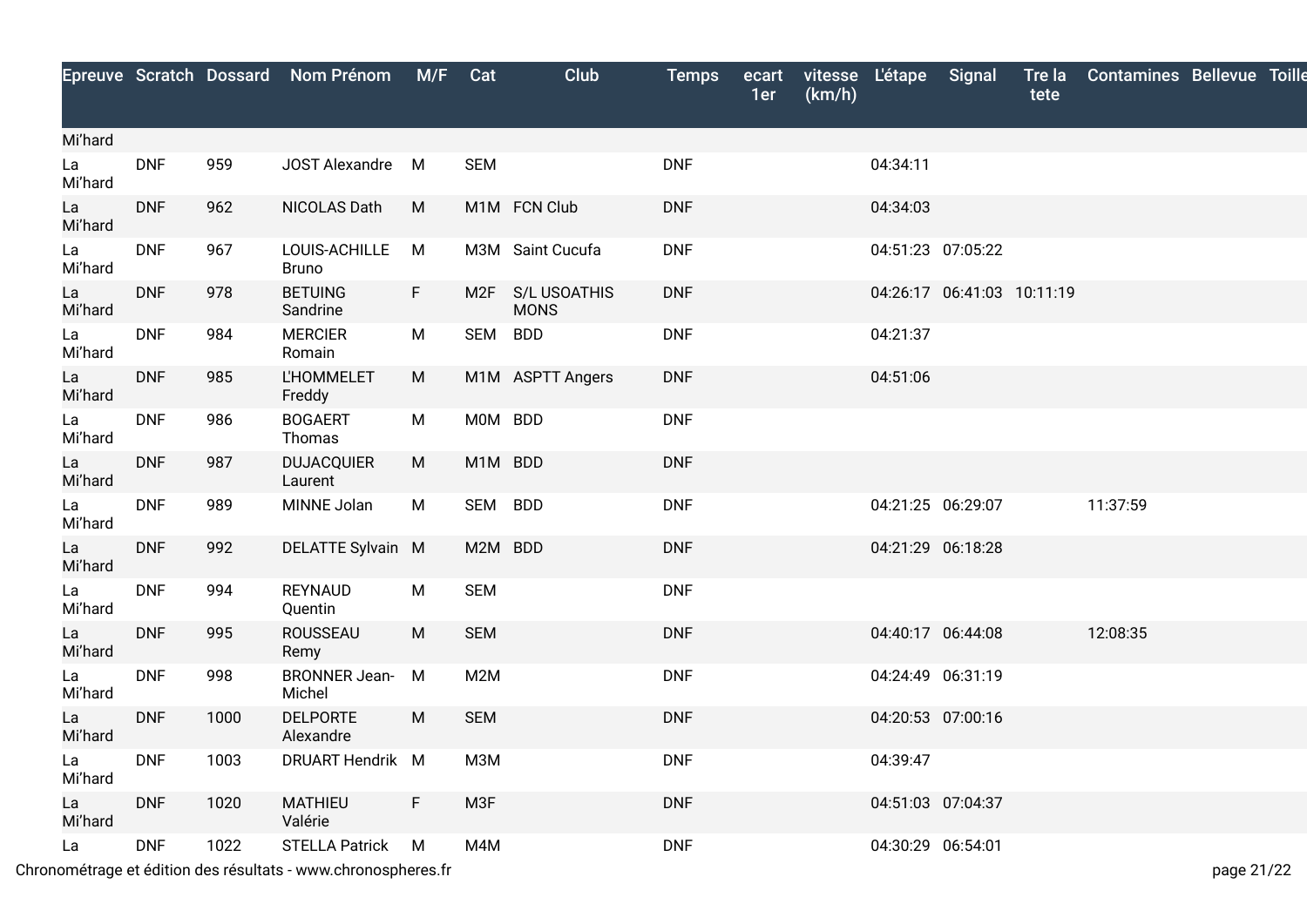| Epreuve | Scratch | Dossard | Nom Prénom | M/F | Cat | Club | Temps | ecart 1er | vitesse (km/h) | L'étape | Signal | Tre la tete | Contamines | Bellevue | Toille |
|---|---|---|---|---|---|---|---|---|---|---|---|---|---|---|---|
| Mi'hard | | | | | | | | | | | | | | | |
| La Mi'hard | DNF | 959 | JOST Alexandre | M | SEM | | DNF | | | 04:34:11 | | | | | |
| La Mi'hard | DNF | 962 | NICOLAS Dath | M | M1M | FCN Club | DNF | | | 04:34:03 | | | | | |
| La Mi'hard | DNF | 967 | LOUIS-ACHILLE Bruno | M | M3M | Saint Cucufa | DNF | | | 04:51:23 | 07:05:22 | | | | |
| La Mi'hard | DNF | 978 | BETUING Sandrine | F | M2F | S/L USOATHIS MONS | DNF | | | 04:26:17 | 06:41:03 | 10:11:19 | | | |
| La Mi'hard | DNF | 984 | MERCIER Romain | M | SEM | BDD | DNF | | | 04:21:37 | | | | | |
| La Mi'hard | DNF | 985 | L'HOMMELET Freddy | M | M1M | ASPTT Angers | DNF | | | 04:51:06 | | | | | |
| La Mi'hard | DNF | 986 | BOGAERT Thomas | M | M0M | BDD | DNF | | | | | | | | |
| La Mi'hard | DNF | 987 | DUJACQUIER Laurent | M | M1M | BDD | DNF | | | | | | | | |
| La Mi'hard | DNF | 989 | MINNE Jolan | M | SEM | BDD | DNF | | | 04:21:25 | 06:29:07 | | 11:37:59 | | |
| La Mi'hard | DNF | 992 | DELATTE Sylvain | M | M2M | BDD | DNF | | | 04:21:29 | 06:18:28 | | | | |
| La Mi'hard | DNF | 994 | REYNAUD Quentin | M | SEM | | DNF | | | | | | | | |
| La Mi'hard | DNF | 995 | ROUSSEAU Remy | M | SEM | | DNF | | | 04:40:17 | 06:44:08 | | 12:08:35 | | |
| La Mi'hard | DNF | 998 | BRONNER Jean-Michel | M | M2M | | DNF | | | 04:24:49 | 06:31:19 | | | | |
| La Mi'hard | DNF | 1000 | DELPORTE Alexandre | M | SEM | | DNF | | | 04:20:53 | 07:00:16 | | | | |
| La Mi'hard | DNF | 1003 | DRUART Hendrik | M | M3M | | DNF | | | 04:39:47 | | | | | |
| La Mi'hard | DNF | 1020 | MATHIEU Valérie | F | M3F | | DNF | | | 04:51:03 | 07:04:37 | | | | |
| La | DNF | 1022 | STELLA Patrick | M | M4M | | DNF | | | 04:30:29 | 06:54:01 | | | | |

Chronométrage et édition des résultats - www.chronospheres.fr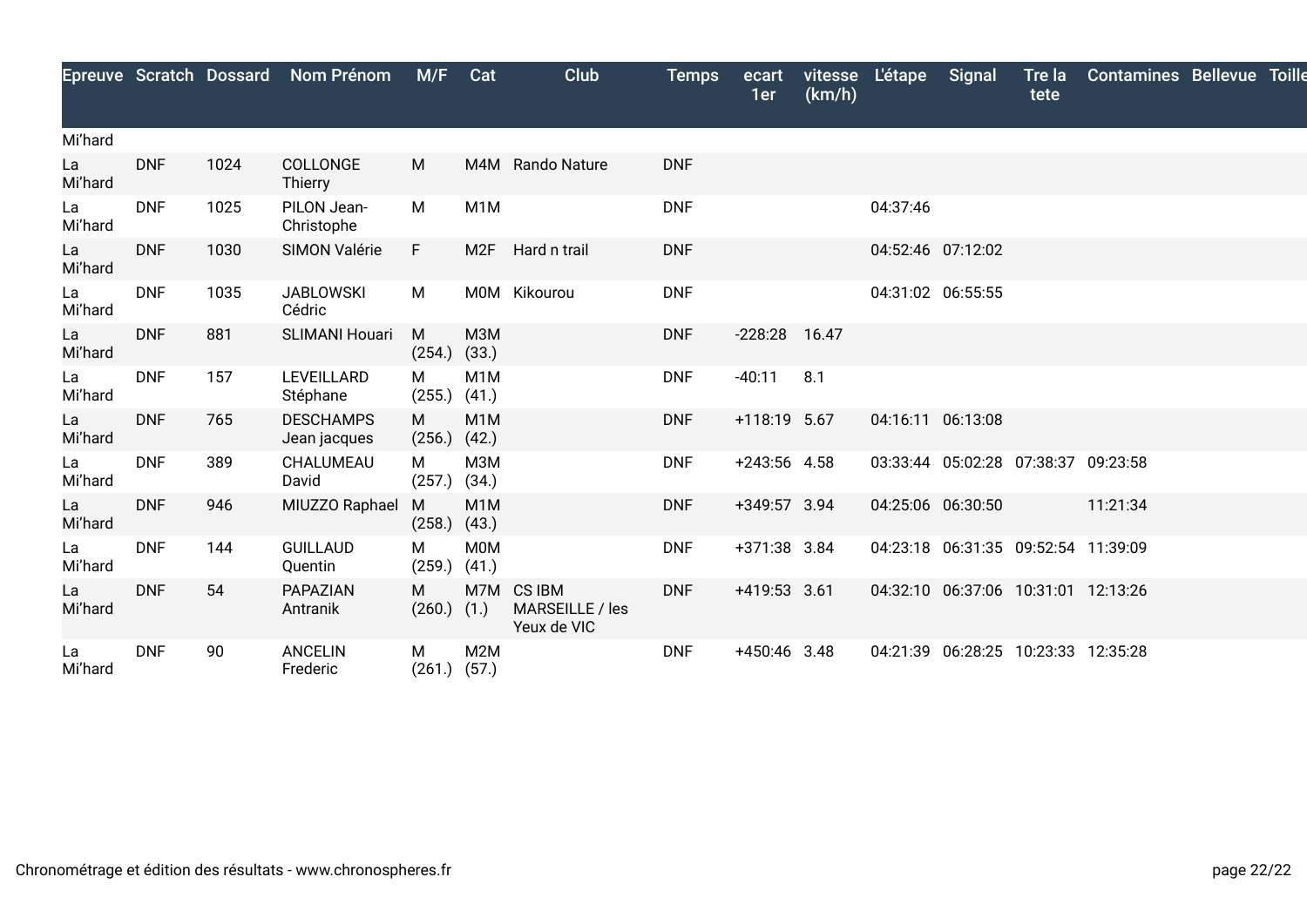| Epreuve | Scratch | Dossard | Nom Prénom | M/F | Cat | Club | Temps | ecart 1er | vitesse (km/h) | L'étape | Signal | Tre la tete | Contamines | Bellevue | Toille |
|---|---|---|---|---|---|---|---|---|---|---|---|---|---|---|---|
| Mi'hard | | | | | | | | | | | | | | | |
| La Mi'hard | DNF | 1024 | COLLONGE Thierry | M | M4M | Rando Nature | DNF | | | | | | | | |
| La Mi'hard | DNF | 1025 | PILON Jean-Christophe | M | M1M | | DNF | | | 04:37:46 | | | | | |
| La Mi'hard | DNF | 1030 | SIMON Valérie | F | M2F | Hard n trail | DNF | | | 04:52:46 | 07:12:02 | | | | |
| La Mi'hard | DNF | 1035 | JABLOWSKI Cédric | M | M0M | Kikourou | DNF | | | 04:31:02 | 06:55:55 | | | | |
| La Mi'hard | DNF | 881 | SLIMANI Houari | M (254.) | M3M (33.) | | DNF | -228:28 | 16.47 | | | | | | |
| La Mi'hard | DNF | 157 | LEVEILLARD Stéphane | M (255.) | M1M (41.) | | DNF | -40:11 | 8.1 | | | | | | |
| La Mi'hard | DNF | 765 | DESCHAMPS Jean jacques | M (256.) | M1M (42.) | | DNF | +118:19 | 5.67 | 04:16:11 | 06:13:08 | | | | |
| La Mi'hard | DNF | 389 | CHALUMEAU David | M (257.) | M3M (34.) | | DNF | +243:56 | 4.58 | 03:33:44 | 05:02:28 | 07:38:37 | 09:23:58 | | |
| La Mi'hard | DNF | 946 | MIUZZO Raphael | M (258.) | M1M (43.) | | DNF | +349:57 | 3.94 | 04:25:06 | 06:30:50 | | 11:21:34 | | |
| La Mi'hard | DNF | 144 | GUILLAUD Quentin | M (259.) | M0M (41.) | | DNF | +371:38 | 3.84 | 04:23:18 | 06:31:35 | 09:52:54 | 11:39:09 | | |
| La Mi'hard | DNF | 54 | PAPAZIAN Antranik | M (260.) | M7M (1.) | CS IBM MARSEILLE / les Yeux de VIC | DNF | +419:53 | 3.61 | 04:32:10 | 06:37:06 | 10:31:01 | 12:13:26 | | |
| La Mi'hard | DNF | 90 | ANCELIN Frederic | M (261.) | M2M (57.) | | DNF | +450:46 | 3.48 | 04:21:39 | 06:28:25 | 10:23:33 | 12:35:28 | | |

Chronométrage et édition des résultats - www.chronospheres.fr